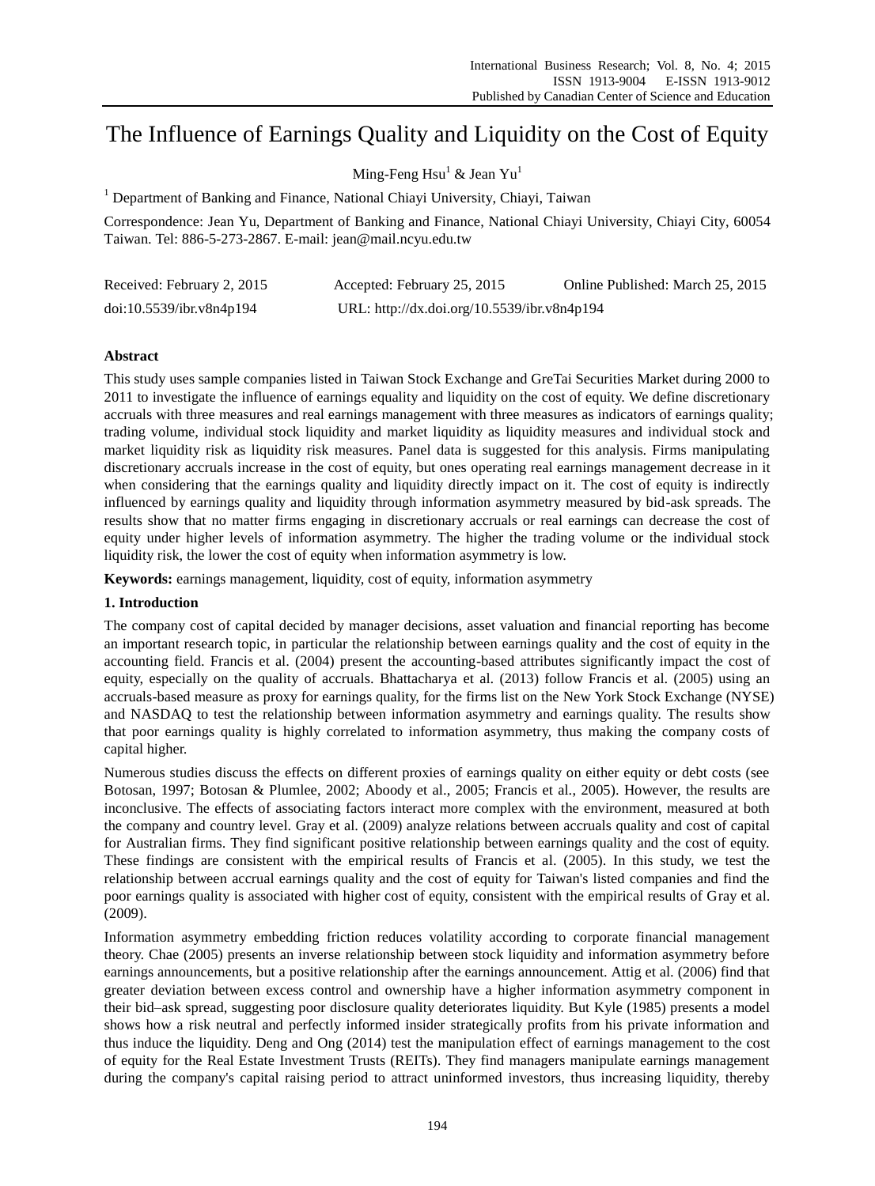# The Influence of Earnings Quality and Liquidity on the Cost of Equity

Ming-Feng Hsu[1] & Jean Yu[1]

[1] Department of Banking and Finance, National Chiayi University, Chiayi, Taiwan

Correspondence: Jean Yu, Department of Banking and Finance, National Chiayi University, Chiayi City, 60054 Taiwan. Tel: 886-5-273-2867. E-mail: jean@mail.ncyu.edu.tw

Received: February 2, 2015 Accepted: February 25, 2015 Online Published: March 25, 2015

doi:10.5539/ibr.v8n4p194 URL: http://dx.doi.org/10.5539/ibr.v8n4p194

## Abstract

This study uses sample companies listed in Taiwan Stock Exchange and GreTai Securities Market during 2000 to 2011 to investigate the influence of earnings equality and liquidity on the cost of equity. We define discretionary accruals with three measures and real earnings management with three measures as indicators of earnings quality; trading volume, individual stock liquidity and market liquidity as liquidity measures and individual stock and market liquidity risk as liquidity risk measures. Panel data is suggested for this analysis. Firms manipulating discretionary accruals increase in the cost of equity, but ones operating real earnings management decrease in it when considering that the earnings quality and liquidity directly impact on it. The cost of equity is indirectly influenced by earnings quality and liquidity through information asymmetry measured by bid-ask spreads. The results show that no matter firms engaging in discretionary accruals or real earnings can decrease the cost of equity under higher levels of information asymmetry. The higher the trading volume or the individual stock liquidity risk, the lower the cost of equity when information asymmetry is low.

**Keywords:** earnings management, liquidity, cost of equity, information asymmetry

## 1. Introduction

The company cost of capital decided by manager decisions, asset valuation and financial reporting has become an important research topic, in particular the relationship between earnings quality and the cost of equity in the accounting field. Francis et al. (2004) present the accounting-based attributes significantly impact the cost of equity, especially on the quality of accruals. Bhattacharya et al. (2013) follow Francis et al. (2005) using an accruals-based measure as proxy for earnings quality, for the firms list on the New York Stock Exchange (NYSE) and NASDAQ to test the relationship between information asymmetry and earnings quality. The results show that poor earnings quality is highly correlated to information asymmetry, thus making the company costs of capital higher.

Numerous studies discuss the effects on different proxies of earnings quality on either equity or debt costs (see Botosan, 1997; Botosan & Plumlee, 2002; Aboody et al., 2005; Francis et al., 2005). However, the results are inconclusive. The effects of associating factors interact more complex with the environment, measured at both the company and country level. Gray et al. (2009) analyze relations between accruals quality and cost of capital for Australian firms. They find significant positive relationship between earnings quality and the cost of equity. These findings are consistent with the empirical results of Francis et al. (2005). In this study, we test the relationship between accrual earnings quality and the cost of equity for Taiwan's listed companies and find the poor earnings quality is associated with higher cost of equity, consistent with the empirical results of Gray et al. (2009).

Information asymmetry embedding friction reduces volatility according to corporate financial management theory. Chae (2005) presents an inverse relationship between stock liquidity and information asymmetry before earnings announcements, but a positive relationship after the earnings announcement. Attig et al. (2006) find that greater deviation between excess control and ownership have a higher information asymmetry component in their bid–ask spread, suggesting poor disclosure quality deteriorates liquidity. But Kyle (1985) presents a model shows how a risk neutral and perfectly informed insider strategically profits from his private information and thus induce the liquidity. Deng and Ong (2014) test the manipulation effect of earnings management to the cost of equity for the Real Estate Investment Trusts (REITs). They find managers manipulate earnings management during the company's capital raising period to attract uninformed investors, thus increasing liquidity, thereby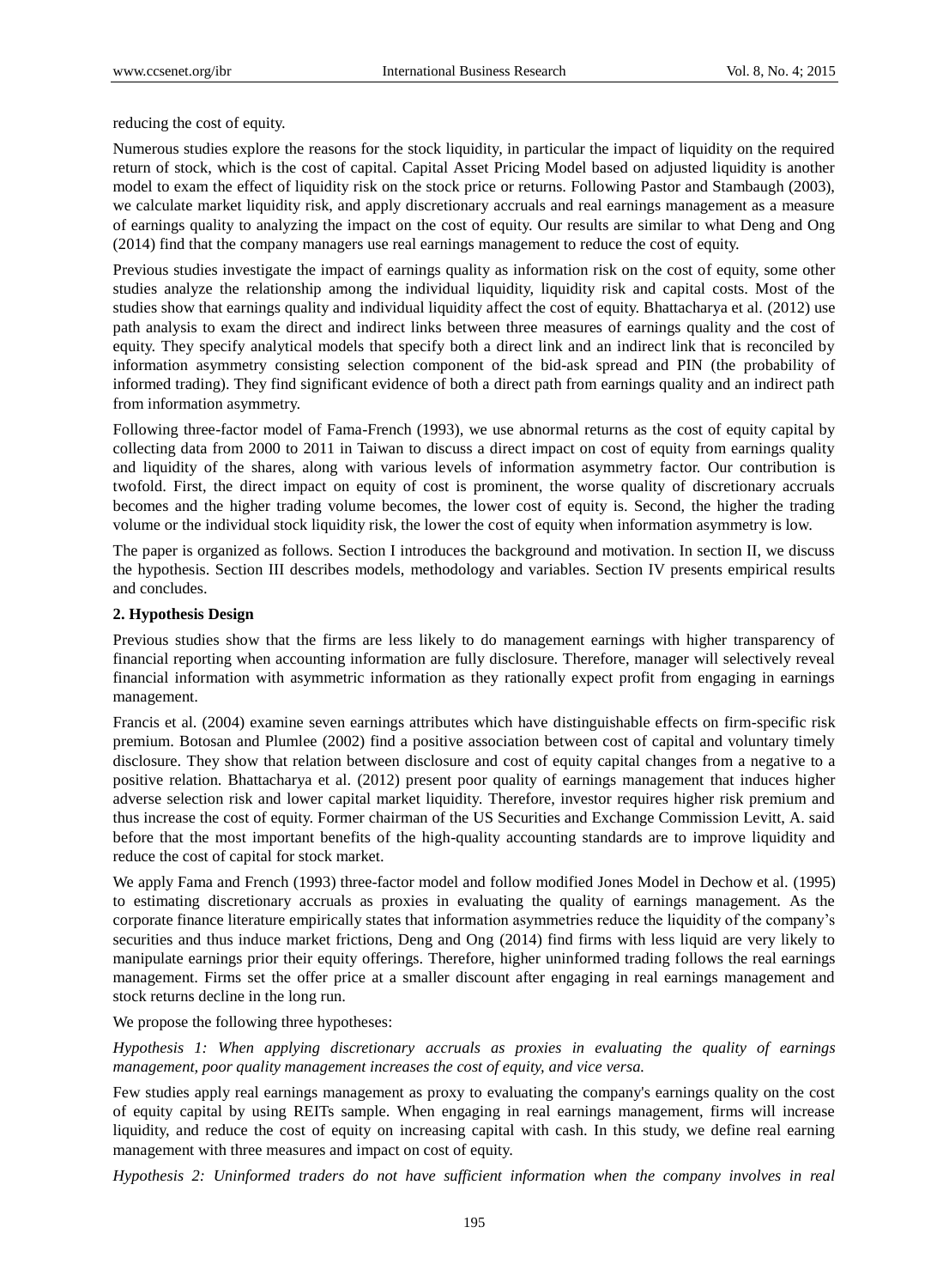reducing the cost of equity.

Numerous studies explore the reasons for the stock liquidity, in particular the impact of liquidity on the required return of stock, which is the cost of capital. Capital Asset Pricing Model based on adjusted liquidity is another model to exam the effect of liquidity risk on the stock price or returns. Following Pastor and Stambaugh (2003), we calculate market liquidity risk, and apply discretionary accruals and real earnings management as a measure of earnings quality to analyzing the impact on the cost of equity. Our results are similar to what Deng and Ong (2014) find that the company managers use real earnings management to reduce the cost of equity.

Previous studies investigate the impact of earnings quality as information risk on the cost of equity, some other studies analyze the relationship among the individual liquidity, liquidity risk and capital costs. Most of the studies show that earnings quality and individual liquidity affect the cost of equity. Bhattacharya et al. (2012) use path analysis to exam the direct and indirect links between three measures of earnings quality and the cost of equity. They specify analytical models that specify both a direct link and an indirect link that is reconciled by information asymmetry consisting selection component of the bid-ask spread and PIN (the probability of informed trading). They find significant evidence of both a direct path from earnings quality and an indirect path from information asymmetry.

Following three-factor model of Fama-French (1993), we use abnormal returns as the cost of equity capital by collecting data from 2000 to 2011 in Taiwan to discuss a direct impact on cost of equity from earnings quality and liquidity of the shares, along with various levels of information asymmetry factor. Our contribution is twofold. First, the direct impact on equity of cost is prominent, the worse quality of discretionary accruals becomes and the higher trading volume becomes, the lower cost of equity is. Second, the higher the trading volume or the individual stock liquidity risk, the lower the cost of equity when information asymmetry is low.

The paper is organized as follows. Section I introduces the background and motivation. In section II, we discuss the hypothesis. Section III describes models, methodology and variables. Section IV presents empirical results and concludes.

## 2. Hypothesis Design

Previous studies show that the firms are less likely to do management earnings with higher transparency of financial reporting when accounting information are fully disclosure. Therefore, manager will selectively reveal financial information with asymmetric information as they rationally expect profit from engaging in earnings management.

Francis et al. (2004) examine seven earnings attributes which have distinguishable effects on firm-specific risk premium. Botosan and Plumlee (2002) find a positive association between cost of capital and voluntary timely disclosure. They show that relation between disclosure and cost of equity capital changes from a negative to a positive relation. Bhattacharya et al. (2012) present poor quality of earnings management that induces higher adverse selection risk and lower capital market liquidity. Therefore, investor requires higher risk premium and thus increase the cost of equity. Former chairman of the US Securities and Exchange Commission Levitt, A. said before that the most important benefits of the high-quality accounting standards are to improve liquidity and reduce the cost of capital for stock market.

We apply Fama and French (1993) three-factor model and follow modified Jones Model in Dechow et al. (1995) to estimating discretionary accruals as proxies in evaluating the quality of earnings management. As the corporate finance literature empirically states that information asymmetries reduce the liquidity of the company's securities and thus induce market frictions, Deng and Ong (2014) find firms with less liquid are very likely to manipulate earnings prior their equity offerings. Therefore, higher uninformed trading follows the real earnings management. Firms set the offer price at a smaller discount after engaging in real earnings management and stock returns decline in the long run.

We propose the following three hypotheses:

*Hypothesis 1: When applying discretionary accruals as proxies in evaluating the quality of earnings management, poor quality management increases the cost of equity, and vice versa.*

Few studies apply real earnings management as proxy to evaluating the company's earnings quality on the cost of equity capital by using REITs sample. When engaging in real earnings management, firms will increase liquidity, and reduce the cost of equity on increasing capital with cash. In this study, we define real earning management with three measures and impact on cost of equity.

*Hypothesis 2: Uninformed traders do not have sufficient information when the company involves in real*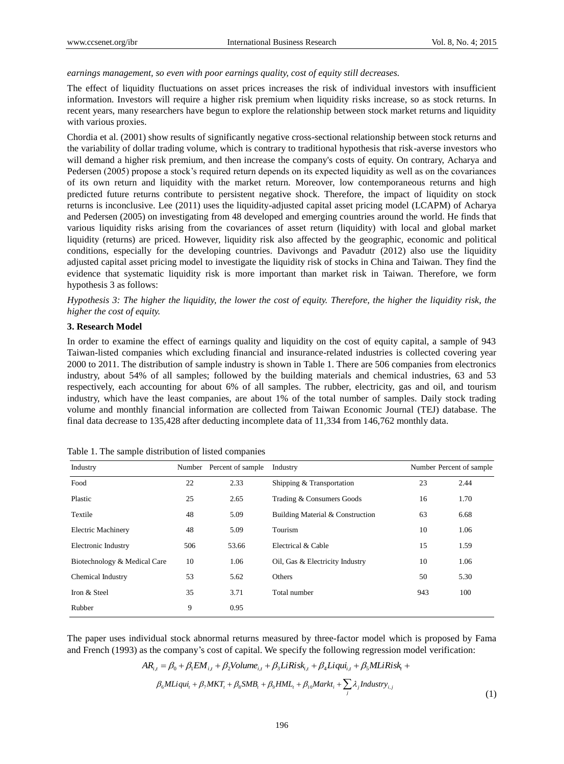*earnings management, so even with poor earnings quality, cost of equity still decreases.*

The effect of liquidity fluctuations on asset prices increases the risk of individual investors with insufficient information. Investors will require a higher risk premium when liquidity risks increase, so as stock returns. In recent years, many researchers have begun to explore the relationship between stock market returns and liquidity with various proxies.

Chordia et al. (2001) show results of significantly negative cross-sectional relationship between stock returns and the variability of dollar trading volume, which is contrary to traditional hypothesis that risk-averse investors who will demand a higher risk premium, and then increase the company's costs of equity. On contrary, Acharya and Pedersen (2005) propose a stock's required return depends on its expected liquidity as well as on the covariances of its own return and liquidity with the market return. Moreover, low contemporaneous returns and high predicted future returns contribute to persistent negative shock. Therefore, the impact of liquidity on stock returns is inconclusive. Lee (2011) uses the liquidity-adjusted capital asset pricing model (LCAPM) of Acharya and Pedersen (2005) on investigating from 48 developed and emerging countries around the world. He finds that various liquidity risks arising from the covariances of asset return (liquidity) with local and global market liquidity (returns) are priced. However, liquidity risk also affected by the geographic, economic and political conditions, especially for the developing countries. Davivongs and Pavadutr (2012) also use the liquidity adjusted capital asset pricing model to investigate the liquidity risk of stocks in China and Taiwan. They find the evidence that systematic liquidity risk is more important than market risk in Taiwan. Therefore, we form hypothesis 3 as follows:

*Hypothesis 3: The higher the liquidity, the lower the cost of equity. Therefore, the higher the liquidity risk, the higher the cost of equity.*

### 3. Research Model

In order to examine the effect of earnings quality and liquidity on the cost of equity capital, a sample of 943 Taiwan-listed companies which excluding financial and insurance-related industries is collected covering year 2000 to 2011. The distribution of sample industry is shown in Table 1. There are 506 companies from electronics industry, about 54% of all samples; followed by the building materials and chemical industries, 63 and 53 respectively, each accounting for about 6% of all samples. The rubber, electricity, gas and oil, and tourism industry, which have the least companies, are about 1% of the total number of samples. Daily stock trading volume and monthly financial information are collected from Taiwan Economic Journal (TEJ) database. The final data decrease to 135,428 after deducting incomplete data of 11,334 from 146,762 monthly data.

Table 1. The sample distribution of listed companies

| Industry | Number | Percent of sample | Industry | Number | Percent of sample |
|---|---|---|---|---|---|
| Food | 22 | 2.33 | Shipping & Transportation | 23 | 2.44 |
| Plastic | 25 | 2.65 | Trading & Consumers Goods | 16 | 1.70 |
| Textile | 48 | 5.09 | Building Material & Construction | 63 | 6.68 |
| Electric Machinery | 48 | 5.09 | Tourism | 10 | 1.06 |
| Electronic Industry | 506 | 53.66 | Electrical & Cable | 15 | 1.59 |
| Biotechnology & Medical Care | 10 | 1.06 | Oil, Gas & Electricity Industry | 10 | 1.06 |
| Chemical Industry | 53 | 5.62 | Others | 50 | 5.30 |
| Iron & Steel | 35 | 3.71 | Total number | 943 | 100 |
| Rubber | 9 | 0.95 | | | |

The paper uses individual stock abnormal returns measured by three-factor model which is proposed by Fama and French (1993) as the company's cost of capital. We specify the following regression model verification:

$$AR_{i,t} = \beta_0 + \beta_1 EM_{i,t} + \beta_2 Volume_{i,t} + \beta_3 LiRisk_{i,t} + \beta_4 Liqui_{i,t} + \beta_5 MLiRisk_t + \beta_6 MLiqui_t + \beta_7 MKT_t + \beta_8 SMB_t + \beta_9 HML_t + \beta_{10} Markt_i + \sum_j \lambda_j Industry_{i,j} \tag{1}$$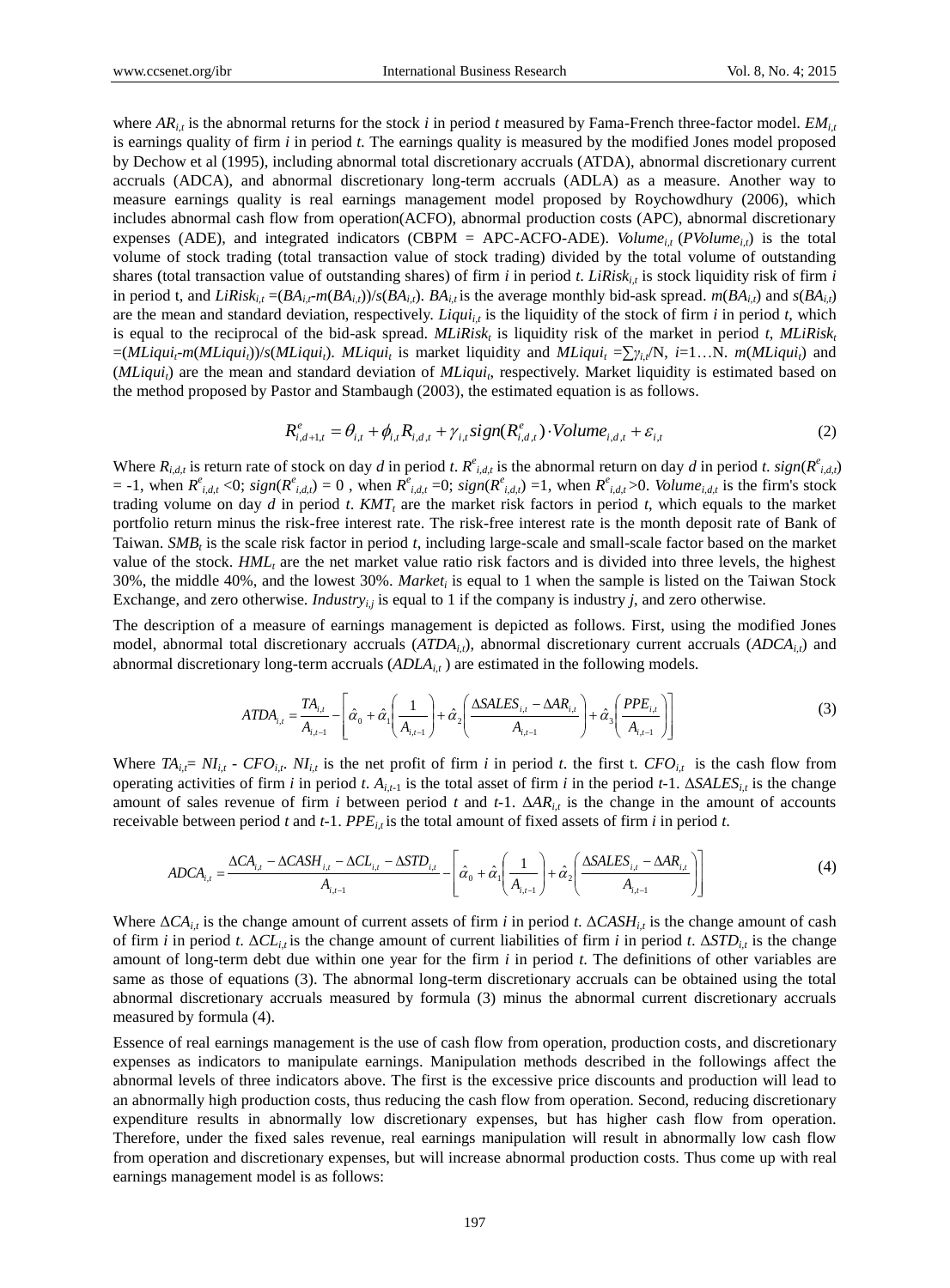where $AR_{i,t}$ is the abnormal returns for the stock *i* in period *t* measured by Fama-French three-factor model. $EM_{i,t}$ is earnings quality of firm *i* in period *t.* The earnings quality is measured by the modified Jones model proposed by Dechow et al (1995), including abnormal total discretionary accruals (ATDA), abnormal discretionary current accruals (ADCA), and abnormal discretionary long-term accruals (ADLA) as a measure. Another way to measure earnings quality is real earnings management model proposed by Roychowdhury (2006), which includes abnormal cash flow from operation(ACFO), abnormal production costs (APC), abnormal discretionary expenses (ADE), and integrated indicators (CBPM = APC-ACFO-ADE). $Volume_{i,t}$ ($PVolume_{i,t}$) is the total volume of stock trading (total transaction value of stock trading) divided by the total volume of outstanding shares (total transaction value of outstanding shares) of firm *i* in period *t*. $LiRisk_{i,t}$ is stock liquidity risk of firm *i* in period t, and $LiRisk_{i,t} = (BA_{i,t}-m(BA_{i,t}))/s(BA_{i,t})$. $BA_{i,t}$ is the average monthly bid-ask spread. $m(BA_{i,t})$ and $s(BA_{i,t})$ are the mean and standard deviation, respectively. $Liqui_{i,t}$ is the liquidity of the stock of firm *i* in period *t*, which is equal to the reciprocal of the bid-ask spread. $MLiRisk_t$ is liquidity risk of the market in period *t*, $MLiRisk_t = (MLiqui_t-m(MLiqui_t))/s(MLiqui_t)$. $MLiqui_t$ is market liquidity and $MLiqui_t = \sum\gamma_{i,t}/N$, $i$=1…N. $m(MLiqui_t)$ and $(MLiqui_t)$ are the mean and standard deviation of $MLiqui_t$, respectively. Market liquidity is estimated based on the method proposed by Pastor and Stambaugh (2003), the estimated equation is as follows.

$$R^{e}_{i,d+1,t} = \theta_{i,t} + \phi_{i,t} R_{i,d,t} + \gamma_{i,t} sign(R^{e}_{i,d,t}) \cdot Volume_{i,d,t} + \varepsilon_{i,t} \tag{2}$$

Where $R_{i,d,t}$ is return rate of stock on day *d* in period *t*. $R^{e}_{i,d,t}$ is the abnormal return on day *d* in period *t*. $sign(R^{e}_{i,d,t})$ = -1, when $R^{e}_{i,d,t}$ <0; $sign(R^{e}_{i,d,t})$ = 0 , when $R^{e}_{i,d,t}$ =0; $sign(R^{e}_{i,d,t})$ =1, when $R^{e}_{i,d,t}$>0. $Volume_{i,d,t}$ is the firm's stock trading volume on day *d* in period *t*. $KMT_t$ are the market risk factors in period *t*, which equals to the market portfolio return minus the risk-free interest rate. The risk-free interest rate is the month deposit rate of Bank of Taiwan. $SMB_t$ is the scale risk factor in period *t*, including large-scale and small-scale factor based on the market value of the stock. $HML_t$ are the net market value ratio risk factors and is divided into three levels, the highest 30%, the middle 40%, and the lowest 30%. $Market_i$ is equal to 1 when the sample is listed on the Taiwan Stock Exchange, and zero otherwise. $Industry_{i,j}$ is equal to 1 if the company is industry *j*, and zero otherwise.

The description of a measure of earnings management is depicted as follows. First, using the modified Jones model, abnormal total discretionary accruals ($ATDA_{i,t}$), abnormal discretionary current accruals ($ADCA_{i,t}$) and abnormal discretionary long-term accruals ($ADLA_{i,t}$ ) are estimated in the following models.

$$ATDA_{i,t} = \frac{TA_{i,t}}{A_{i,t-1}} - \left[ \hat{\alpha}_0 + \hat{\alpha}_1 \left( \frac{1}{A_{i,t-1}} \right) + \hat{\alpha}_2 \left( \frac{\Delta SALES_{i,t} - \Delta AR_{i,t}}{A_{i,t-1}} \right) + \hat{\alpha}_3 \left( \frac{PPE_{i,t}}{A_{i,t-1}} \right) \right] \tag{3}$$

Where $TA_{i,t}$= $NI_{i,t}$ - $CFO_{i,t}$. $NI_{i,t}$ is the net profit of firm *i* in period *t*. the first t. $CFO_{i,t}$ is the cash flow from operating activities of firm *i* in period *t*. $A_{i,t-1}$ is the total asset of firm *i* in the period *t*-1. $\Delta SALES_{i,t}$ is the change amount of sales revenue of firm *i* between period *t* and *t*-1. $\Delta AR_{i,t}$ is the change in the amount of accounts receivable between period *t* and *t*-1. $PPE_{i,t}$ is the total amount of fixed assets of firm *i* in period *t*.

$$ADCA_{i,t} = \frac{\Delta CA_{i,t} - \Delta CASH_{i,t} - \Delta CL_{i,t} - \Delta STD_{i,t}}{A_{i,t-1}} - \left[ \hat{\alpha}_0 + \hat{\alpha}_1 \left( \frac{1}{A_{i,t-1}} \right) + \hat{\alpha}_2 \left( \frac{\Delta SALES_{i,t} - \Delta AR_{i,t}}{A_{i,t-1}} \right) \right] \tag{4}$$

Where $\Delta CA_{i,t}$ is the change amount of current assets of firm *i* in period *t*. $\Delta CASH_{i,t}$ is the change amount of cash of firm *i* in period *t*. $\Delta CL_{i,t}$ is the change amount of current liabilities of firm *i* in period *t*. $\Delta STD_{i,t}$ is the change amount of long-term debt due within one year for the firm *i* in period *t*. The definitions of other variables are same as those of equations (3). The abnormal long-term discretionary accruals can be obtained using the total abnormal discretionary accruals measured by formula (3) minus the abnormal current discretionary accruals measured by formula (4).

Essence of real earnings management is the use of cash flow from operation, production costs, and discretionary expenses as indicators to manipulate earnings. Manipulation methods described in the followings affect the abnormal levels of three indicators above. The first is the excessive price discounts and production will lead to an abnormally high production costs, thus reducing the cash flow from operation. Second, reducing discretionary expenditure results in abnormally low discretionary expenses, but has higher cash flow from operation. Therefore, under the fixed sales revenue, real earnings manipulation will result in abnormally low cash flow from operation and discretionary expenses, but will increase abnormal production costs. Thus come up with real earnings management model is as follows: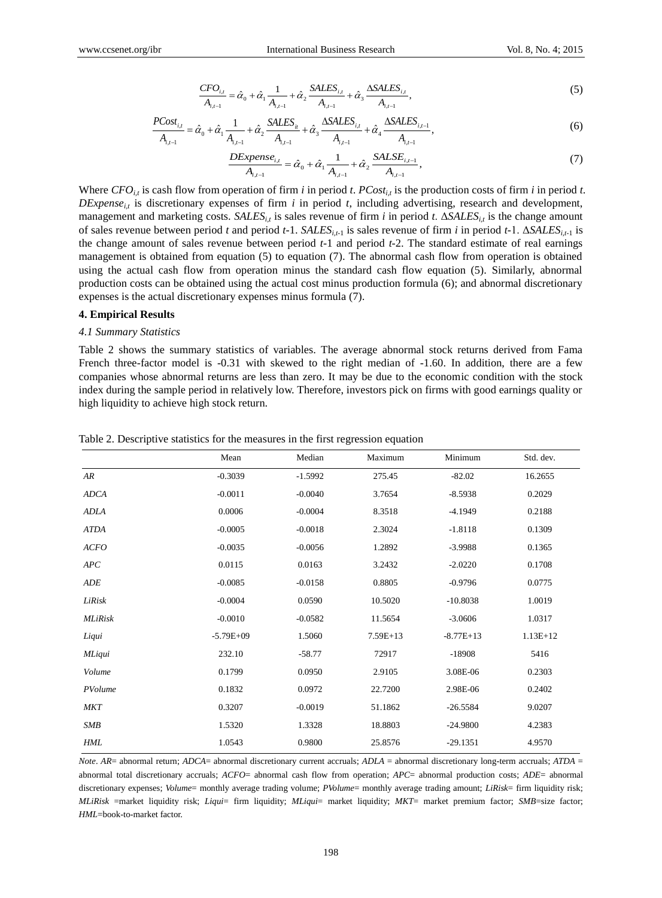$$\frac{CFO_{i,t}}{A_{i,t-1}} = \hat{\alpha}_0 + \hat{\alpha}_1 \frac{1}{A_{i,t-1}} + \hat{\alpha}_2 \frac{SALES_{i,t}}{A_{i,t-1}} + \hat{\alpha}_3 \frac{\Delta SALES_{i,t}}{A_{i,t-1}}, \tag{5}$$

$$\frac{PCost_{i,t}}{A_{i,t-1}} = \hat{\alpha}_0 + \hat{\alpha}_1 \frac{1}{A_{i,t-1}} + \hat{\alpha}_2 \frac{SALES_{it}}{A_{i,t-1}} + \hat{\alpha}_3 \frac{\Delta SALES_{i,t}}{A_{i,t-1}} + \hat{\alpha}_4 \frac{\Delta SALES_{i,t-1}}{A_{i,t-1}}, \tag{6}$$

$$\frac{DExpense_{i,t}}{A_{i,t-1}} = \hat{\alpha}_0 + \hat{\alpha}_1 \frac{1}{A_{i,t-1}} + \hat{\alpha}_2 \frac{SALSE_{i,t-1}}{A_{i,t-1}}, \tag{7}$$

Where $CFO_{i,t}$ is cash flow from operation of firm $i$ in period $t$. $PCost_{i,t}$ is the production costs of firm $i$ in period $t$. $DExpense_{i,t}$ is discretionary expenses of firm $i$ in period $t$, including advertising, research and development, management and marketing costs. $SALES_{i,t}$ is sales revenue of firm $i$ in period $t$. $\Delta SALES_{i,t}$ is the change amount of sales revenue between period $t$ and period $t$-1. $SALES_{i,t-1}$ is sales revenue of firm $i$ in period $t$-1. $\Delta SALES_{i,t-1}$ is the change amount of sales revenue between period $t$-1 and period $t$-2. The standard estimate of real earnings management is obtained from equation (5) to equation (7). The abnormal cash flow from operation is obtained using the actual cash flow from operation minus the standard cash flow equation (5). Similarly, abnormal production costs can be obtained using the actual cost minus production formula (6); and abnormal discretionary expenses is the actual discretionary expenses minus formula (7).

## 4. Empirical Results

### 4.1 Summary Statistics

Table 2 shows the summary statistics of variables. The average abnormal stock returns derived from Fama French three-factor model is -0.31 with skewed to the right median of -1.60. In addition, there are a few companies whose abnormal returns are less than zero. It may be due to the economic condition with the stock index during the sample period in relatively low. Therefore, investors pick on firms with good earnings quality or high liquidity to achieve high stock return.

Table 2. Descriptive statistics for the measures in the first regression equation

| | Mean | Median | Maximum | Minimum | Std. dev. |
|---|---|---|---|---|---|
| *AR* | -0.3039 | -1.5992 | 275.45 | -82.02 | 16.2655 |
| *ADCA* | -0.0011 | -0.0040 | 3.7654 | -8.5938 | 0.2029 |
| *ADLA* | 0.0006 | -0.0004 | 8.3518 | -4.1949 | 0.2188 |
| *ATDA* | -0.0005 | -0.0018 | 2.3024 | -1.8118 | 0.1309 |
| *ACFO* | -0.0035 | -0.0056 | 1.2892 | -3.9988 | 0.1365 |
| *APC* | 0.0115 | 0.0163 | 3.2432 | -2.0220 | 0.1708 |
| *ADE* | -0.0085 | -0.0158 | 0.8805 | -0.9796 | 0.0775 |
| *LiRisk* | -0.0004 | 0.0590 | 10.5020 | -10.8038 | 1.0019 |
| *MLiRisk* | -0.0010 | -0.0582 | 11.5654 | -3.0606 | 1.0317 |
| *Liqui* | -5.79E+09 | 1.5060 | 7.59E+13 | -8.77E+13 | 1.13E+12 |
| *MLiqui* | 232.10 | -58.77 | 72917 | -18908 | 5416 |
| *Volume* | 0.1799 | 0.0950 | 2.9105 | 3.08E-06 | 0.2303 |
| *PVolume* | 0.1832 | 0.0972 | 22.7200 | 2.98E-06 | 0.2402 |
| *MKT* | 0.3207 | -0.0019 | 51.1862 | -26.5584 | 9.0207 |
| *SMB* | 1.5320 | 1.3328 | 18.8803 | -24.9800 | 4.2383 |
| *HML* | 1.0543 | 0.9800 | 25.8576 | -29.1351 | 4.9570 |

*Note*. *AR*= abnormal return; *ADCA*= abnormal discretionary current accruals; *ADLA* = abnormal discretionary long-term accruals; *ATDA* = abnormal total discretionary accruals; *ACFO*= abnormal cash flow from operation; *APC*= abnormal production costs; *ADE*= abnormal discretionary expenses; *Volume*= monthly average trading volume; *PVolume*= monthly average trading amount; *LiRisk*= firm liquidity risk; *MLiRisk* =market liquidity risk; *Liqui*= firm liquidity; *MLiqui*= market liquidity; *MKT*= market premium factor; *SMB*=size factor; *HML*=book-to-market factor.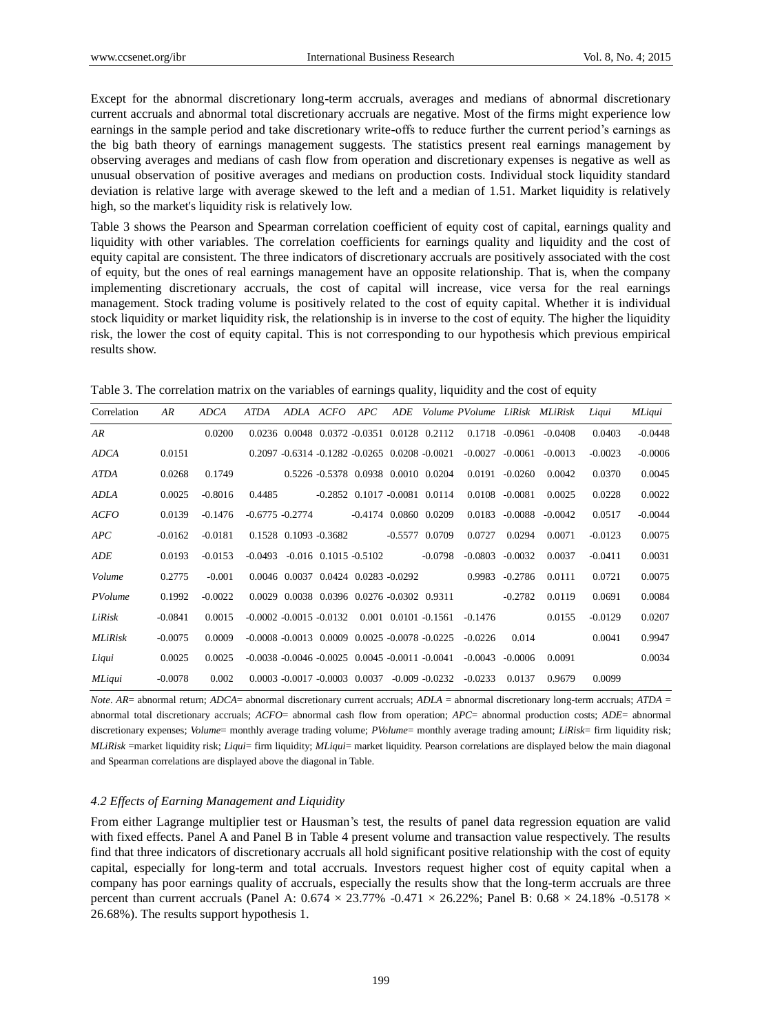Except for the abnormal discretionary long-term accruals, averages and medians of abnormal discretionary current accruals and abnormal total discretionary accruals are negative. Most of the firms might experience low earnings in the sample period and take discretionary write-offs to reduce further the current period's earnings as the big bath theory of earnings management suggests. The statistics present real earnings management by observing averages and medians of cash flow from operation and discretionary expenses is negative as well as unusual observation of positive averages and medians on production costs. Individual stock liquidity standard deviation is relative large with average skewed to the left and a median of 1.51. Market liquidity is relatively high, so the market's liquidity risk is relatively low.

Table 3 shows the Pearson and Spearman correlation coefficient of equity cost of capital, earnings quality and liquidity with other variables. The correlation coefficients for earnings quality and liquidity and the cost of equity capital are consistent. The three indicators of discretionary accruals are positively associated with the cost of equity, but the ones of real earnings management have an opposite relationship. That is, when the company implementing discretionary accruals, the cost of capital will increase, vice versa for the real earnings management. Stock trading volume is positively related to the cost of equity capital. Whether it is individual stock liquidity or market liquidity risk, the relationship is in inverse to the cost of equity. The higher the liquidity risk, the lower the cost of equity capital. This is not corresponding to our hypothesis which previous empirical results show.

Table 3. The correlation matrix on the variables of earnings quality, liquidity and the cost of equity

| Correlation | *AR* | *ADCA* | *ATDA* | *ADLA* | *ACFO* | *APC* | *ADE* | *Volume* | *PVolume* | *LiRisk* | *MLiRisk* | *Liqui* | *MLiqui* |
|---|---|---|---|---|---|---|---|---|---|---|---|---|---|
| *AR* | | 0.0200 | 0.0236 | 0.0048 | 0.0372 | -0.0351 | 0.0128 | 0.2112 | 0.1718 | -0.0961 | -0.0408 | 0.0403 | -0.0448 |
| *ADCA* | 0.0151 | | 0.2097 | -0.6314 | -0.1282 | -0.0265 | 0.0208 | -0.0021 | -0.0027 | -0.0061 | -0.0013 | -0.0023 | -0.0006 |
| *ATDA* | 0.0268 | 0.1749 | | 0.5226 | -0.5378 | 0.0938 | 0.0010 | 0.0204 | 0.0191 | -0.0260 | 0.0042 | 0.0370 | 0.0045 |
| *ADLA* | 0.0025 | -0.8016 | 0.4485 | | -0.2852 | 0.1017 | -0.0081 | 0.0114 | 0.0108 | -0.0081 | 0.0025 | 0.0228 | 0.0022 |
| *ACFO* | 0.0139 | -0.1476 | -0.6775 | -0.2774 | | -0.4174 | 0.0860 | 0.0209 | 0.0183 | -0.0088 | -0.0042 | 0.0517 | -0.0044 |
| *APC* | -0.0162 | -0.0181 | 0.1528 | 0.1093 | -0.3682 | | -0.5577 | 0.0709 | 0.0727 | 0.0294 | 0.0071 | -0.0123 | 0.0075 |
| *ADE* | 0.0193 | -0.0153 | -0.0493 | -0.016 | 0.1015 | -0.5102 | | -0.0798 | -0.0803 | -0.0032 | 0.0037 | -0.0411 | 0.0031 |
| *Volume* | 0.2775 | -0.001 | 0.0046 | 0.0037 | 0.0424 | 0.0283 | -0.0292 | | 0.9983 | -0.2786 | 0.0111 | 0.0721 | 0.0075 |
| *PVolume* | 0.1992 | -0.0022 | 0.0029 | 0.0038 | 0.0396 | 0.0276 | -0.0302 | 0.9311 | | -0.2782 | 0.0119 | 0.0691 | 0.0084 |
| *LiRisk* | -0.0841 | 0.0015 | -0.0002 | -0.0015 | -0.0132 | 0.001 | 0.0101 | -0.1561 | -0.1476 | | 0.0155 | -0.0129 | 0.0207 |
| *MLiRisk* | -0.0075 | 0.0009 | -0.0008 | -0.0013 | 0.0009 | 0.0025 | -0.0078 | -0.0225 | -0.0226 | 0.014 | | 0.0041 | 0.9947 |
| *Liqui* | 0.0025 | 0.0025 | -0.0038 | -0.0046 | -0.0025 | 0.0045 | -0.0011 | -0.0041 | -0.0043 | -0.0006 | 0.0091 | | 0.0034 |
| *MLiqui* | -0.0078 | 0.002 | 0.0003 | -0.0017 | -0.0003 | 0.0037 | -0.009 | -0.0232 | -0.0233 | 0.0137 | 0.9679 | 0.0099 | |

*Note*. *AR*= abnormal return; *ADCA*= abnormal discretionary current accruals; *ADLA* = abnormal discretionary long-term accruals; *ATDA* = abnormal total discretionary accruals; *ACFO*= abnormal cash flow from operation; *APC*= abnormal production costs; *ADE*= abnormal discretionary expenses; *Volume*= monthly average trading volume; *PVolume*= monthly average trading amount; *LiRisk*= firm liquidity risk; *MLiRisk* =market liquidity risk; *Liqui*= firm liquidity; *MLiqui*= market liquidity. Pearson correlations are displayed below the main diagonal and Spearman correlations are displayed above the diagonal in Table.

### 4.2 Effects of Earning Management and Liquidity

From either Lagrange multiplier test or Hausman's test, the results of panel data regression equation are valid with fixed effects. Panel A and Panel B in Table 4 present volume and transaction value respectively. The results find that three indicators of discretionary accruals all hold significant positive relationship with the cost of equity capital, especially for long-term and total accruals. Investors request higher cost of equity capital when a company has poor earnings quality of accruals, especially the results show that the long-term accruals are three percent than current accruals (Panel A: $0.674 \times 23.77\%$ $-0.471 \times 26.22\%$; Panel B: $0.68 \times 24.18\%$ $-0.5178 \times 26.68\%$). The results support hypothesis 1.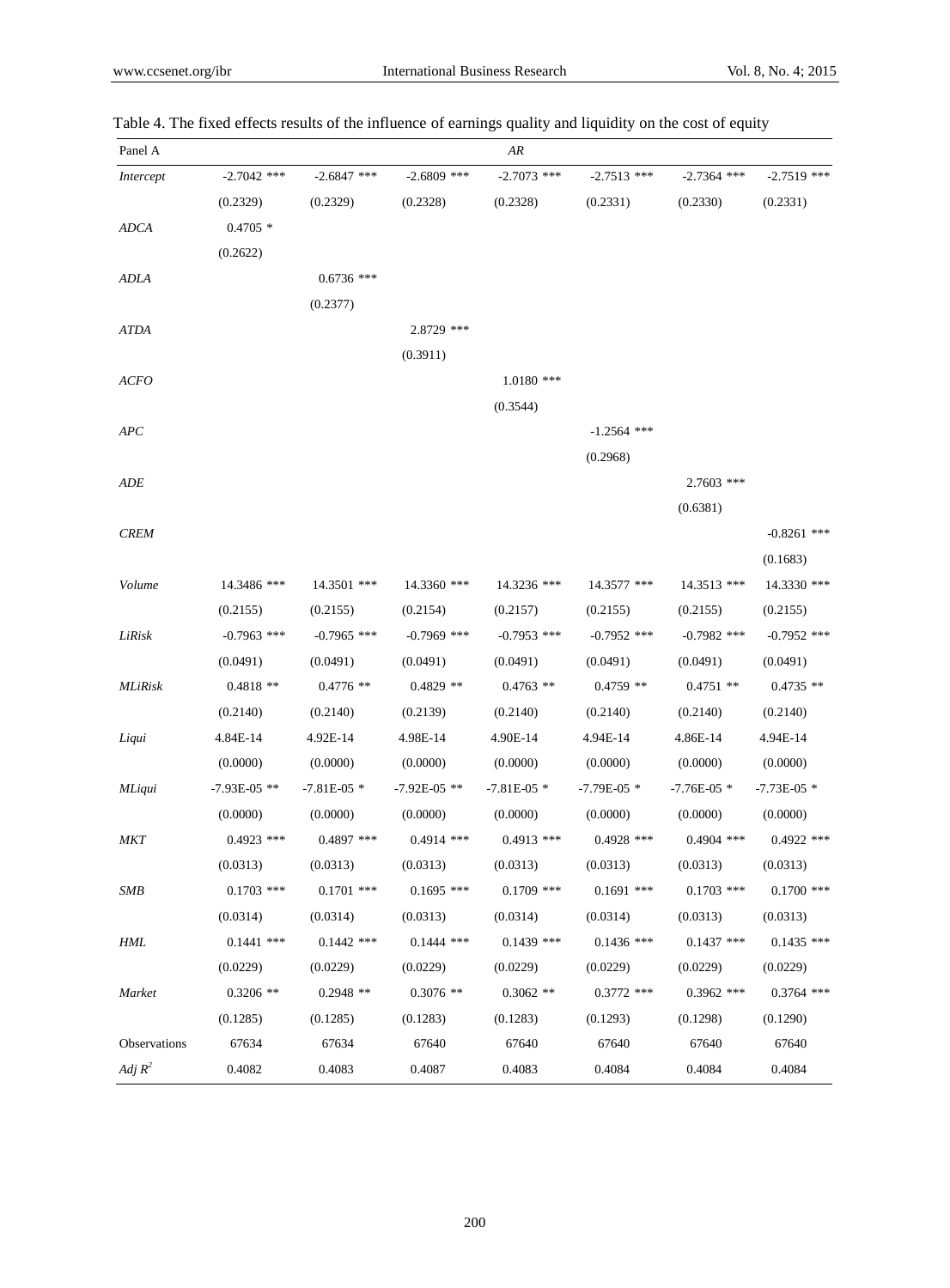Table 4. The fixed effects results of the influence of earnings quality and liquidity on the cost of equity

| Panel A | | | | *AR* | | | |
|---|---|---|---|---|---|---|---|
| *Intercept* | -2.7042 *** | -2.6847 *** | -2.6809 *** | -2.7073 *** | -2.7513 *** | -2.7364 *** | -2.7519 *** |
| | (0.2329) | (0.2329) | (0.2328) | (0.2328) | (0.2331) | (0.2330) | (0.2331) |
| *ADCA* | 0.4705 * | | | | | | |
| | (0.2622) | | | | | | |
| *ADLA* | | 0.6736 *** | | | | | |
| | | (0.2377) | | | | | |
| *ATDA* | | | 2.8729 *** | | | | |
| | | | (0.3911) | | | | |
| *ACFO* | | | | 1.0180 *** | | | |
| | | | | (0.3544) | | | |
| *APC* | | | | | -1.2564 *** | | |
| | | | | | (0.2968) | | |
| *ADE* | | | | | | 2.7603 *** | |
| | | | | | | (0.6381) | |
| *CREM* | | | | | | | -0.8261 *** |
| | | | | | | | (0.1683) |
| *Volume* | 14.3486 *** | 14.3501 *** | 14.3360 *** | 14.3236 *** | 14.3577 *** | 14.3513 *** | 14.3330 *** |
| | (0.2155) | (0.2155) | (0.2154) | (0.2157) | (0.2155) | (0.2155) | (0.2155) |
| *LiRisk* | -0.7963 *** | -0.7965 *** | -0.7969 *** | -0.7953 *** | -0.7952 *** | -0.7982 *** | -0.7952 *** |
| | (0.0491) | (0.0491) | (0.0491) | (0.0491) | (0.0491) | (0.0491) | (0.0491) |
| *MLiRisk* | 0.4818 ** | 0.4776 ** | 0.4829 ** | 0.4763 ** | 0.4759 ** | 0.4751 ** | 0.4735 ** |
| | (0.2140) | (0.2140) | (0.2139) | (0.2140) | (0.2140) | (0.2140) | (0.2140) |
| *Liqui* | 4.84E-14 | 4.92E-14 | 4.98E-14 | 4.90E-14 | 4.94E-14 | 4.86E-14 | 4.94E-14 |
| | (0.0000) | (0.0000) | (0.0000) | (0.0000) | (0.0000) | (0.0000) | (0.0000) |
| *MLiqui* | -7.93E-05 ** | -7.81E-05 * | -7.92E-05 ** | -7.81E-05 * | -7.79E-05 * | -7.76E-05 * | -7.73E-05 * |
| | (0.0000) | (0.0000) | (0.0000) | (0.0000) | (0.0000) | (0.0000) | (0.0000) |
| *MKT* | 0.4923 *** | 0.4897 *** | 0.4914 *** | 0.4913 *** | 0.4928 *** | 0.4904 *** | 0.4922 *** |
| | (0.0313) | (0.0313) | (0.0313) | (0.0313) | (0.0313) | (0.0313) | (0.0313) |
| *SMB* | 0.1703 *** | 0.1701 *** | 0.1695 *** | 0.1709 *** | 0.1691 *** | 0.1703 *** | 0.1700 *** |
| | (0.0314) | (0.0314) | (0.0313) | (0.0314) | (0.0314) | (0.0313) | (0.0313) |
| *HML* | 0.1441 *** | 0.1442 *** | 0.1444 *** | 0.1439 *** | 0.1436 *** | 0.1437 *** | 0.1435 *** |
| | (0.0229) | (0.0229) | (0.0229) | (0.0229) | (0.0229) | (0.0229) | (0.0229) |
| *Market* | 0.3206 ** | 0.2948 ** | 0.3076 ** | 0.3062 ** | 0.3772 *** | 0.3962 *** | 0.3764 *** |
| | (0.1285) | (0.1285) | (0.1283) | (0.1283) | (0.1293) | (0.1298) | (0.1290) |
| Observations | 67634 | 67634 | 67640 | 67640 | 67640 | 67640 | 67640 |
| *Adj* $R^2$ | 0.4082 | 0.4083 | 0.4087 | 0.4083 | 0.4084 | 0.4084 | 0.4084 |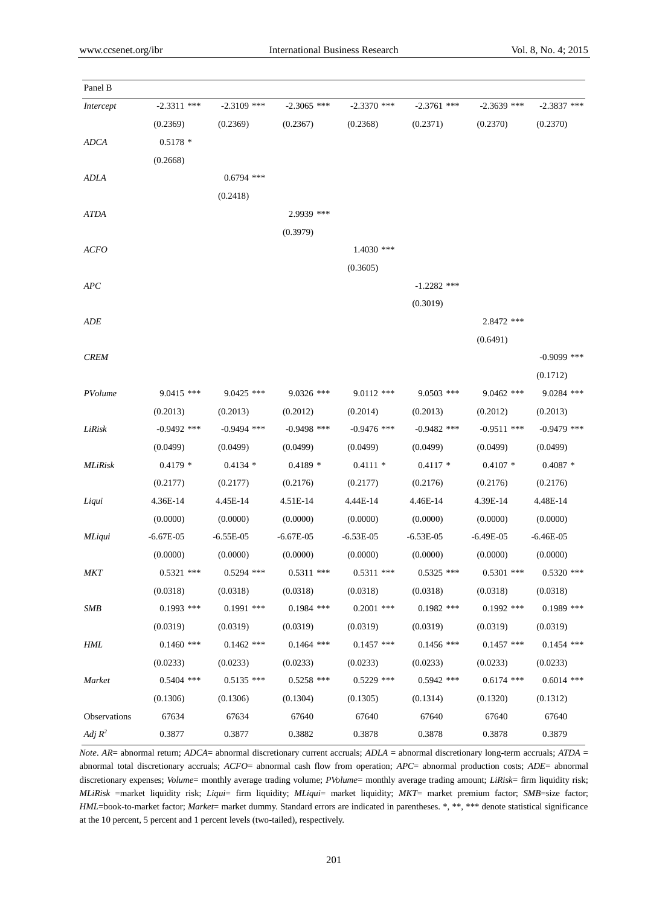| Panel B | | | | | | | |
|---|---|---|---|---|---|---|---|
| *Intercept* | -2.3311 *** | -2.3109 *** | -2.3065 *** | -2.3370 *** | -2.3761 *** | -2.3639 *** | -2.3837 *** |
| | (0.2369) | (0.2369) | (0.2367) | (0.2368) | (0.2371) | (0.2370) | (0.2370) |
| *ADCA* | 0.5178 * | | | | | | |
| | (0.2668) | | | | | | |
| *ADLA* | | 0.6794 *** | | | | | |
| | | (0.2418) | | | | | |
| *ATDA* | | | 2.9939 *** | | | | |
| | | | (0.3979) | | | | |
| *ACFO* | | | | 1.4030 *** | | | |
| | | | | (0.3605) | | | |
| *APC* | | | | | -1.2282 *** | | |
| | | | | | (0.3019) | | |
| *ADE* | | | | | | 2.8472 *** | |
| | | | | | | (0.6491) | |
| *CREM* | | | | | | | -0.9099 *** |
| | | | | | | | (0.1712) |
| *PVolume* | 9.0415 *** | 9.0425 *** | 9.0326 *** | 9.0112 *** | 9.0503 *** | 9.0462 *** | 9.0284 *** |
| | (0.2013) | (0.2013) | (0.2012) | (0.2014) | (0.2013) | (0.2012) | (0.2013) |
| *LiRisk* | -0.9492 *** | -0.9494 *** | -0.9498 *** | -0.9476 *** | -0.9482 *** | -0.9511 *** | -0.9479 *** |
| | (0.0499) | (0.0499) | (0.0499) | (0.0499) | (0.0499) | (0.0499) | (0.0499) |
| *MLiRisk* | 0.4179 * | 0.4134 * | 0.4189 * | 0.4111 * | 0.4117 * | 0.4107 * | 0.4087 * |
| | (0.2177) | (0.2177) | (0.2176) | (0.2177) | (0.2176) | (0.2176) | (0.2176) |
| *Liqui* | 4.36E-14 | 4.45E-14 | 4.51E-14 | 4.44E-14 | 4.46E-14 | 4.39E-14 | 4.48E-14 |
| | (0.0000) | (0.0000) | (0.0000) | (0.0000) | (0.0000) | (0.0000) | (0.0000) |
| *MLiqui* | -6.67E-05 | -6.55E-05 | -6.67E-05 | -6.53E-05 | -6.53E-05 | -6.49E-05 | -6.46E-05 |
| | (0.0000) | (0.0000) | (0.0000) | (0.0000) | (0.0000) | (0.0000) | (0.0000) |
| *MKT* | 0.5321 *** | 0.5294 *** | 0.5311 *** | 0.5311 *** | 0.5325 *** | 0.5301 *** | 0.5320 *** |
| | (0.0318) | (0.0318) | (0.0318) | (0.0318) | (0.0318) | (0.0318) | (0.0318) |
| *SMB* | 0.1993 *** | 0.1991 *** | 0.1984 *** | 0.2001 *** | 0.1982 *** | 0.1992 *** | 0.1989 *** |
| | (0.0319) | (0.0319) | (0.0319) | (0.0319) | (0.0319) | (0.0319) | (0.0319) |
| *HML* | 0.1460 *** | 0.1462 *** | 0.1464 *** | 0.1457 *** | 0.1456 *** | 0.1457 *** | 0.1454 *** |
| | (0.0233) | (0.0233) | (0.0233) | (0.0233) | (0.0233) | (0.0233) | (0.0233) |
| *Market* | 0.5404 *** | 0.5135 *** | 0.5258 *** | 0.5229 *** | 0.5942 *** | 0.6174 *** | 0.6014 *** |
| | (0.1306) | (0.1306) | (0.1304) | (0.1305) | (0.1314) | (0.1320) | (0.1312) |
| Observations | 67634 | 67634 | 67640 | 67640 | 67640 | 67640 | 67640 |
| *Adj* $R^2$ | 0.3877 | 0.3877 | 0.3882 | 0.3878 | 0.3878 | 0.3878 | 0.3879 |

*Note*. *AR*= abnormal return; *ADCA*= abnormal discretionary current accruals; *ADLA* = abnormal discretionary long-term accruals; *ATDA* = abnormal total discretionary accruals; *ACFO*= abnormal cash flow from operation; *APC*= abnormal production costs; *ADE*= abnormal discretionary expenses; *Volume*= monthly average trading volume; *PVolume*= monthly average trading amount; *LiRisk*= firm liquidity risk; *MLiRisk* =market liquidity risk; *Liqui*= firm liquidity; *MLiqui*= market liquidity; *MKT*= market premium factor; *SMB*=size factor; *HML*=book-to-market factor; *Market*= market dummy. Standard errors are indicated in parentheses. *, **, *** denote statistical significance at the 10 percent, 5 percent and 1 percent levels (two-tailed), respectively.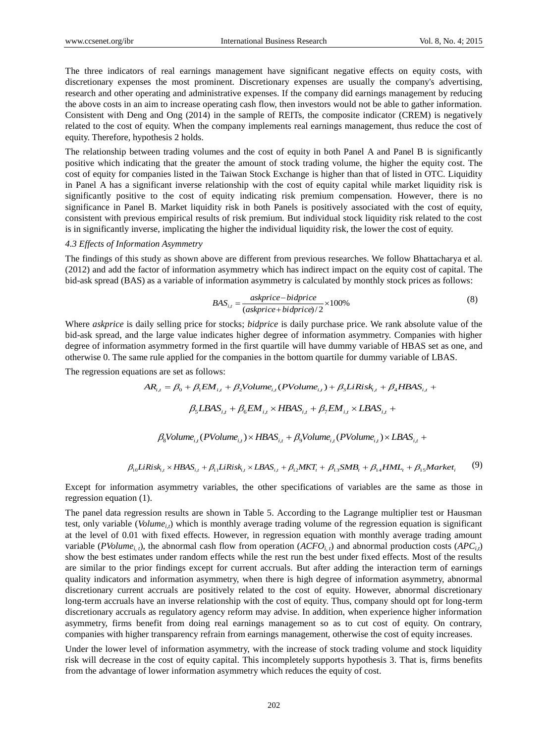The three indicators of real earnings management have significant negative effects on equity costs, with discretionary expenses the most prominent. Discretionary expenses are usually the company's advertising, research and other operating and administrative expenses. If the company did earnings management by reducing the above costs in an aim to increase operating cash flow, then investors would not be able to gather information. Consistent with Deng and Ong (2014) in the sample of REITs, the composite indicator (CREM) is negatively related to the cost of equity. When the company implements real earnings management, thus reduce the cost of equity. Therefore, hypothesis 2 holds.

The relationship between trading volumes and the cost of equity in both Panel A and Panel B is significantly positive which indicating that the greater the amount of stock trading volume, the higher the equity cost. The cost of equity for companies listed in the Taiwan Stock Exchange is higher than that of listed in OTC. Liquidity in Panel A has a significant inverse relationship with the cost of equity capital while market liquidity risk is significantly positive to the cost of equity indicating risk premium compensation. However, there is no significance in Panel B. Market liquidity risk in both Panels is positively associated with the cost of equity, consistent with previous empirical results of risk premium. But individual stock liquidity risk related to the cost is in significantly inverse, implicating the higher the individual liquidity risk, the lower the cost of equity.

### 4.3 Effects of Information Asymmetry

The findings of this study as shown above are different from previous researches. We follow Bhattacharya et al. (2012) and add the factor of information asymmetry which has indirect impact on the equity cost of capital. The bid-ask spread (BAS) as a variable of information asymmetry is calculated by monthly stock prices as follows:

$$BAS_{i,t} = \frac{askprice - bidprice}{(askprice + bidprice)/2} \times 100\% \tag{8}$$

Where *askprice* is daily selling price for stocks; *bidprice* is daily purchase price. We rank absolute value of the bid-ask spread, and the large value indicates higher degree of information asymmetry. Companies with higher degree of information asymmetry formed in the first quartile will have dummy variable of HBAS set as one, and otherwise 0. The same rule applied for the companies in the bottom quartile for dummy variable of LBAS.

The regression equations are set as follows:

$$\begin{aligned} AR_{i,t} = {} & \beta_0 + \beta_1 EM_{i,t} + \beta_2 Volume_{i,t}(PVolume_{i,t}) + \beta_3 LiRisk_{i,t} + \beta_4 HBAS_{i,t} + \\ & \beta_5 LBAS_{i,t} + \beta_6 EM_{i,t} \times HBAS_{i,t} + \beta_7 EM_{i,t} \times LBAS_{i,t} + \\ & \beta_8 Volume_{i,t}(PVolume_{i,t}) \times HBAS_{i,t} + \beta_9 Volume_{i,t}(PVolume_{i,t}) \times LBAS_{i,t} + \\ & \beta_{10} LiRisk_{i,t} \times HBAS_{i,t} + \beta_{11} LiRisk_{i,t} \times LBAS_{i,t} + \beta_{12} MKT_t + \beta_{13} SMB_t + \beta_{14} HML_t + \beta_{15} Market_i \end{aligned} \tag{9}$$

Except for information asymmetry variables, the other specifications of variables are the same as those in regression equation (1).

The panel data regression results are shown in Table 5. According to the Lagrange multiplier test or Hausman test, only variable ($Volume_{i,t}$) which is monthly average trading volume of the regression equation is significant at the level of 0.01 with fixed effects. However, in regression equation with monthly average trading amount variable ($PVolume_{i,t}$), the abnormal cash flow from operation ($ACFO_{i,t}$) and abnormal production costs ($APC_{i,t}$) show the best estimates under random effects while the rest run the best under fixed effects. Most of the results are similar to the prior findings except for current accruals. But after adding the interaction term of earnings quality indicators and information asymmetry, when there is high degree of information asymmetry, abnormal discretionary current accruals are positively related to the cost of equity. However, abnormal discretionary long-term accruals have an inverse relationship with the cost of equity. Thus, company should opt for long-term discretionary accruals as regulatory agency reform may advise. In addition, when experience higher information asymmetry, firms benefit from doing real earnings management so as to cut cost of equity. On contrary, companies with higher transparency refrain from earnings management, otherwise the cost of equity increases.

Under the lower level of information asymmetry, with the increase of stock trading volume and stock liquidity risk will decrease in the cost of equity capital. This incompletely supports hypothesis 3. That is, firms benefits from the advantage of lower information asymmetry which reduces the equity of cost.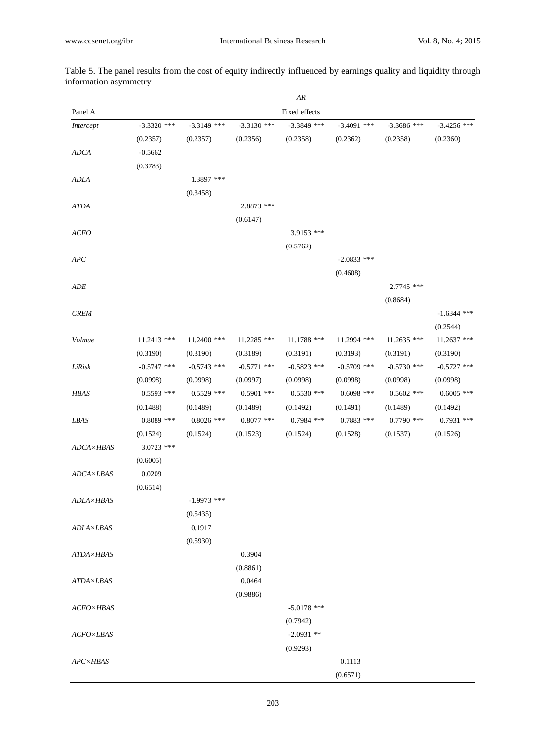Table 5. The panel results from the cost of equity indirectly influenced by earnings quality and liquidity through information asymmetry

| | *AR* | | | | | | |
|---|---|---|---|---|---|---|---|
| Panel A | Fixed effects | | | | | | |
| *Intercept* | -3.3320 *** | -3.3149 *** | -3.3130 *** | -3.3849 *** | -3.4091 *** | -3.3686 *** | -3.4256 *** |
| | (0.2357) | (0.2357) | (0.2356) | (0.2358) | (0.2362) | (0.2358) | (0.2360) |
| *ADCA* | -0.5662 | | | | | | |
| | (0.3783) | | | | | | |
| *ADLA* | | 1.3897 *** | | | | | |
| | | (0.3458) | | | | | |
| *ATDA* | | | 2.8873 *** | | | | |
| | | | (0.6147) | | | | |
| *ACFO* | | | | 3.9153 *** | | | |
| | | | | (0.5762) | | | |
| *APC* | | | | | -2.0833 *** | | |
| | | | | | (0.4608) | | |
| *ADE* | | | | | | 2.7745 *** | |
| | | | | | | (0.8684) | |
| *CREM* | | | | | | | -1.6344 *** |
| | | | | | | | (0.2544) |
| *Volmue* | 11.2413 *** | 11.2400 *** | 11.2285 *** | 11.1788 *** | 11.2994 *** | 11.2635 *** | 11.2637 *** |
| | (0.3190) | (0.3190) | (0.3189) | (0.3191) | (0.3193) | (0.3191) | (0.3190) |
| *LiRisk* | -0.5747 *** | -0.5743 *** | -0.5771 *** | -0.5823 *** | -0.5709 *** | -0.5730 *** | -0.5727 *** |
| | (0.0998) | (0.0998) | (0.0997) | (0.0998) | (0.0998) | (0.0998) | (0.0998) |
| *HBAS* | 0.5593 *** | 0.5529 *** | 0.5901 *** | 0.5530 *** | 0.6098 *** | 0.5602 *** | 0.6005 *** |
| | (0.1488) | (0.1489) | (0.1489) | (0.1492) | (0.1491) | (0.1489) | (0.1492) |
| *LBAS* | 0.8089 *** | 0.8026 *** | 0.8077 *** | 0.7984 *** | 0.7883 *** | 0.7790 *** | 0.7931 *** |
| | (0.1524) | (0.1524) | (0.1523) | (0.1524) | (0.1528) | (0.1537) | (0.1526) |
| *ADCA×HBAS* | 3.0723 *** | | | | | | |
| | (0.6005) | | | | | | |
| *ADCA×LBAS* | 0.0209 | | | | | | |
| | (0.6514) | | | | | | |
| *ADLA×HBAS* | | -1.9973 *** | | | | | |
| | | (0.5435) | | | | | |
| *ADLA×LBAS* | | 0.1917 | | | | | |
| | | (0.5930) | | | | | |
| *ATDA×HBAS* | | | 0.3904 | | | | |
| | | | (0.8861) | | | | |
| *ATDA×LBAS* | | | 0.0464 | | | | |
| | | | (0.9886) | | | | |
| *ACFO×HBAS* | | | | -5.0178 *** | | | |
| | | | | (0.7942) | | | |
| *ACFO×LBAS* | | | | -2.0931 ** | | | |
| | | | | (0.9293) | | | |
| *APC×HBAS* | | | | | 0.1113 | | |
| | | | | | (0.6571) | | |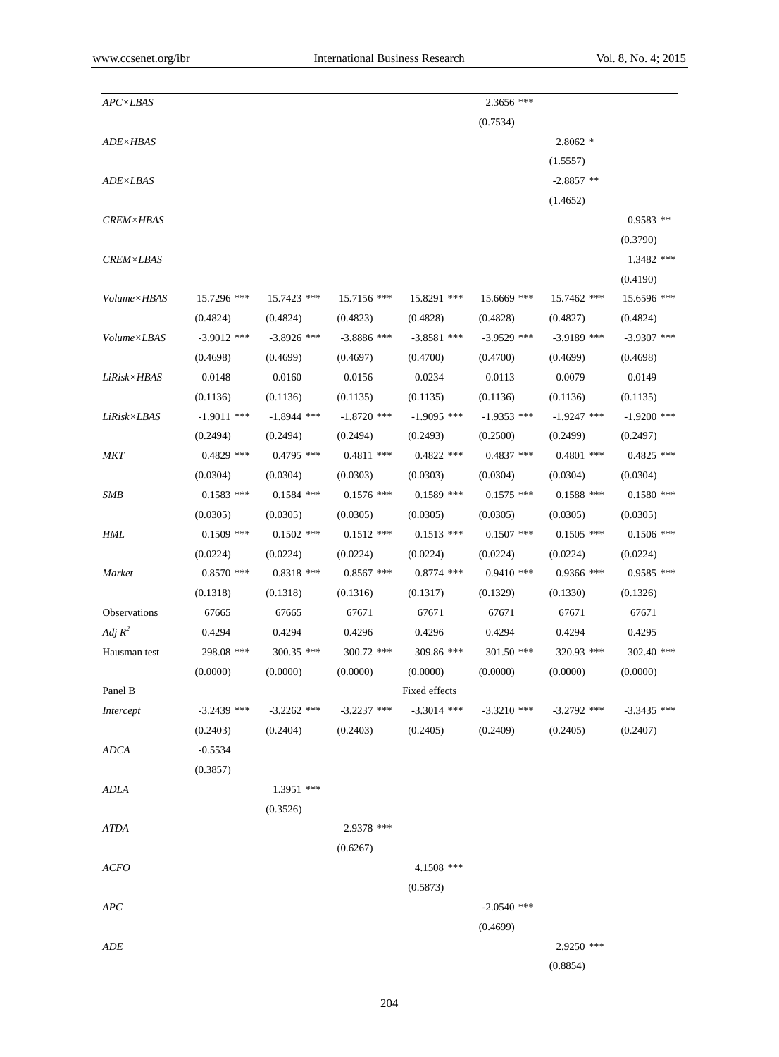| | | | | | | | |
|---|---|---|---|---|---|---|---|
| *APC×LBAS* | | | | | 2.3656 *** | | |
| | | | | | (0.7534) | | |
| *ADE×HBAS* | | | | | | 2.8062 * | |
| | | | | | | (1.5557) | |
| *ADE×LBAS* | | | | | | -2.8857 ** | |
| | | | | | | (1.4652) | |
| *CREM×HBAS* | | | | | | | 0.9583 ** |
| | | | | | | | (0.3790) |
| *CREM×LBAS* | | | | | | | 1.3482 *** |
| | | | | | | | (0.4190) |
| *Volume×HBAS* | 15.7296 *** | 15.7423 *** | 15.7156 *** | 15.8291 *** | 15.6669 *** | 15.7462 *** | 15.6596 *** |
| | (0.4824) | (0.4824) | (0.4823) | (0.4828) | (0.4828) | (0.4827) | (0.4824) |
| *Volume×LBAS* | -3.9012 *** | -3.8926 *** | -3.8886 *** | -3.8581 *** | -3.9529 *** | -3.9189 *** | -3.9307 *** |
| | (0.4698) | (0.4699) | (0.4697) | (0.4700) | (0.4700) | (0.4699) | (0.4698) |
| *LiRisk×HBAS* | 0.0148 | 0.0160 | 0.0156 | 0.0234 | 0.0113 | 0.0079 | 0.0149 |
| | (0.1136) | (0.1136) | (0.1135) | (0.1135) | (0.1136) | (0.1136) | (0.1135) |
| *LiRisk×LBAS* | -1.9011 *** | -1.8944 *** | -1.8720 *** | -1.9095 *** | -1.9353 *** | -1.9247 *** | -1.9200 *** |
| | (0.2494) | (0.2494) | (0.2494) | (0.2493) | (0.2500) | (0.2499) | (0.2497) |
| *MKT* | 0.4829 *** | 0.4795 *** | 0.4811 *** | 0.4822 *** | 0.4837 *** | 0.4801 *** | 0.4825 *** |
| | (0.0304) | (0.0304) | (0.0303) | (0.0303) | (0.0304) | (0.0304) | (0.0304) |
| *SMB* | 0.1583 *** | 0.1584 *** | 0.1576 *** | 0.1589 *** | 0.1575 *** | 0.1588 *** | 0.1580 *** |
| | (0.0305) | (0.0305) | (0.0305) | (0.0305) | (0.0305) | (0.0305) | (0.0305) |
| *HML* | 0.1509 *** | 0.1502 *** | 0.1512 *** | 0.1513 *** | 0.1507 *** | 0.1505 *** | 0.1506 *** |
| | (0.0224) | (0.0224) | (0.0224) | (0.0224) | (0.0224) | (0.0224) | (0.0224) |
| *Market* | 0.8570 *** | 0.8318 *** | 0.8567 *** | 0.8774 *** | 0.9410 *** | 0.9366 *** | 0.9585 *** |
| | (0.1318) | (0.1318) | (0.1316) | (0.1317) | (0.1329) | (0.1330) | (0.1326) |
| Observations | 67665 | 67665 | 67671 | 67671 | 67671 | 67671 | 67671 |
| *Adj* $R^2$ | 0.4294 | 0.4294 | 0.4296 | 0.4296 | 0.4294 | 0.4294 | 0.4295 |
| Hausman test | 298.08 *** | 300.35 *** | 300.72 *** | 309.86 *** | 301.50 *** | 320.93 *** | 302.40 *** |
| | (0.0000) | (0.0000) | (0.0000) | (0.0000) | (0.0000) | (0.0000) | (0.0000) |
| Panel B | | | | Fixed effects | | | |
| *Intercept* | -3.2439 *** | -3.2262 *** | -3.2237 *** | -3.3014 *** | -3.3210 *** | -3.2792 *** | -3.3435 *** |
| | (0.2403) | (0.2404) | (0.2403) | (0.2405) | (0.2409) | (0.2405) | (0.2407) |
| *ADCA* | -0.5534 | | | | | | |
| | (0.3857) | | | | | | |
| *ADLA* | | 1.3951 *** | | | | | |
| | | (0.3526) | | | | | |
| *ATDA* | | | 2.9378 *** | | | | |
| | | | (0.6267) | | | | |
| *ACFO* | | | | 4.1508 *** | | | |
| | | | | (0.5873) | | | |
| *APC* | | | | | -2.0540 *** | | |
| | | | | | (0.4699) | | |
| *ADE* | | | | | | 2.9250 *** | |
| | | | | | | (0.8854) | |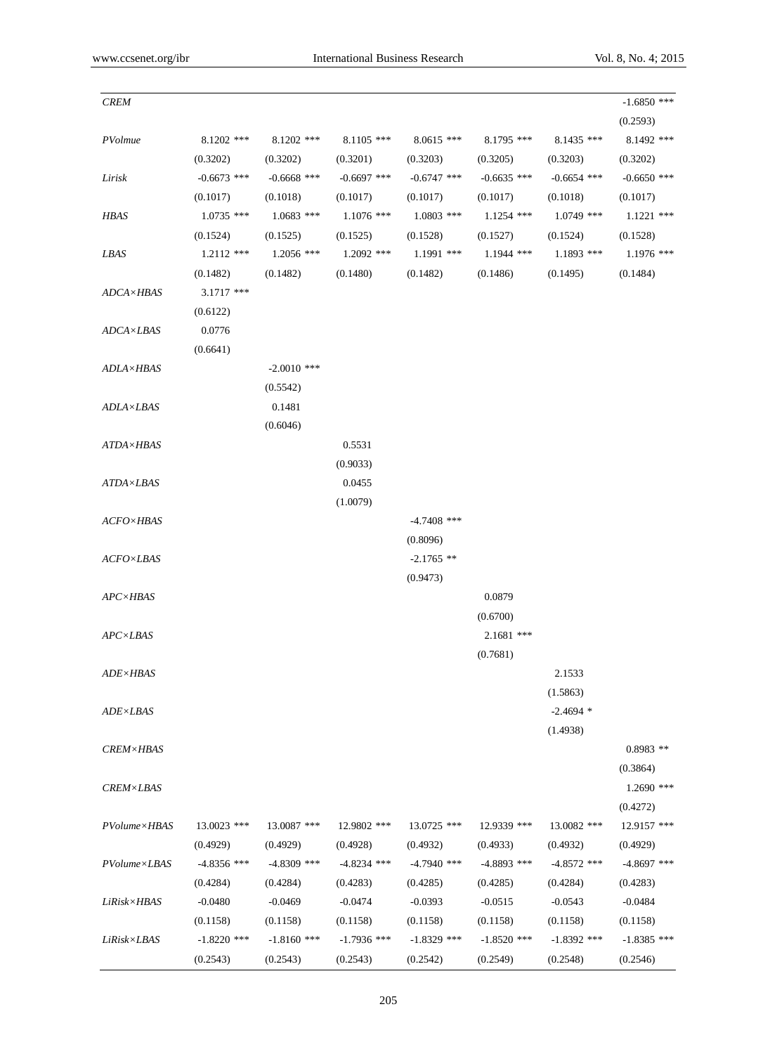| | | | | | | | |
|---|---|---|---|---|---|---|---|
| *CREM* | | | | | | | -1.6850 *** |
| | | | | | | | (0.2593) |
| *PVolmue* | 8.1202 *** | 8.1202 *** | 8.1105 *** | 8.0615 *** | 8.1795 *** | 8.1435 *** | 8.1492 *** |
| | (0.3202) | (0.3202) | (0.3201) | (0.3203) | (0.3205) | (0.3203) | (0.3202) |
| *Lirisk* | -0.6673 *** | -0.6668 *** | -0.6697 *** | -0.6747 *** | -0.6635 *** | -0.6654 *** | -0.6650 *** |
| | (0.1017) | (0.1018) | (0.1017) | (0.1017) | (0.1017) | (0.1018) | (0.1017) |
| *HBAS* | 1.0735 *** | 1.0683 *** | 1.1076 *** | 1.0803 *** | 1.1254 *** | 1.0749 *** | 1.1221 *** |
| | (0.1524) | (0.1525) | (0.1525) | (0.1528) | (0.1527) | (0.1524) | (0.1528) |
| *LBAS* | 1.2112 *** | 1.2056 *** | 1.2092 *** | 1.1991 *** | 1.1944 *** | 1.1893 *** | 1.1976 *** |
| | (0.1482) | (0.1482) | (0.1480) | (0.1482) | (0.1486) | (0.1495) | (0.1484) |
| *ADCA×HBAS* | 3.1717 *** | | | | | | |
| | (0.6122) | | | | | | |
| *ADCA×LBAS* | 0.0776 | | | | | | |
| | (0.6641) | | | | | | |
| *ADLA×HBAS* | | -2.0010 *** | | | | | |
| | | (0.5542) | | | | | |
| *ADLA×LBAS* | | 0.1481 | | | | | |
| | | (0.6046) | | | | | |
| *ATDA×HBAS* | | | 0.5531 | | | | |
| | | | (0.9033) | | | | |
| *ATDA×LBAS* | | | 0.0455 | | | | |
| | | | (1.0079) | | | | |
| *ACFO×HBAS* | | | | -4.7408 *** | | | |
| | | | | (0.8096) | | | |
| *ACFO×LBAS* | | | | -2.1765 ** | | | |
| | | | | (0.9473) | | | |
| *APC×HBAS* | | | | | 0.0879 | | |
| | | | | | (0.6700) | | |
| *APC×LBAS* | | | | | 2.1681 *** | | |
| | | | | | (0.7681) | | |
| *ADE×HBAS* | | | | | | 2.1533 | |
| | | | | | | (1.5863) | |
| *ADE×LBAS* | | | | | | -2.4694 * | |
| | | | | | | (1.4938) | |
| *CREM×HBAS* | | | | | | | 0.8983 ** |
| | | | | | | | (0.3864) |
| *CREM×LBAS* | | | | | | | 1.2690 *** |
| | | | | | | | (0.4272) |
| *PVolume×HBAS* | 13.0023 *** | 13.0087 *** | 12.9802 *** | 13.0725 *** | 12.9339 *** | 13.0082 *** | 12.9157 *** |
| | (0.4929) | (0.4929) | (0.4928) | (0.4932) | (0.4933) | (0.4932) | (0.4929) |
| *PVolume×LBAS* | -4.8356 *** | -4.8309 *** | -4.8234 *** | -4.7940 *** | -4.8893 *** | -4.8572 *** | -4.8697 *** |
| | (0.4284) | (0.4284) | (0.4283) | (0.4285) | (0.4285) | (0.4284) | (0.4283) |
| *LiRisk×HBAS* | -0.0480 | -0.0469 | -0.0474 | -0.0393 | -0.0515 | -0.0543 | -0.0484 |
| | (0.1158) | (0.1158) | (0.1158) | (0.1158) | (0.1158) | (0.1158) | (0.1158) |
| *LiRisk×LBAS* | -1.8220 *** | -1.8160 *** | -1.7936 *** | -1.8329 *** | -1.8520 *** | -1.8392 *** | -1.8385 *** |
| | (0.2543) | (0.2543) | (0.2543) | (0.2542) | (0.2549) | (0.2548) | (0.2546) |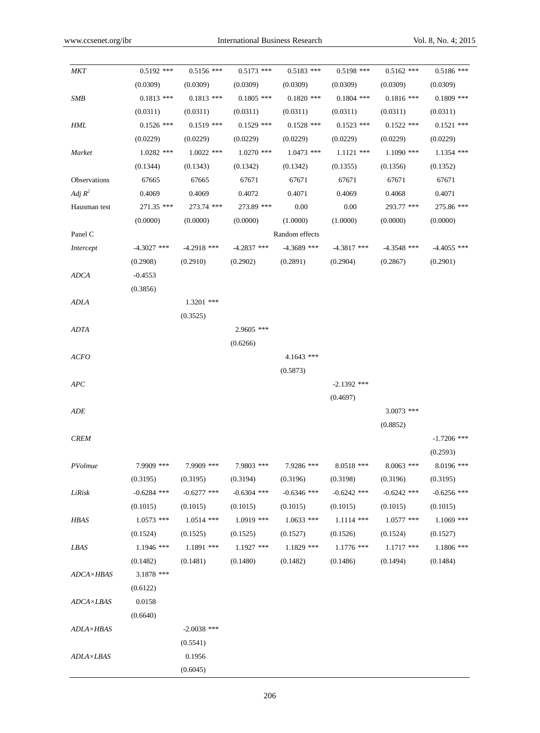| | | | | | | | |
|---|---|---|---|---|---|---|---|
| *MKT* | 0.5192 *** | 0.5156 *** | 0.5173 *** | 0.5183 *** | 0.5198 *** | 0.5162 *** | 0.5186 *** |
| | (0.0309) | (0.0309) | (0.0309) | (0.0309) | (0.0309) | (0.0309) | (0.0309) |
| *SMB* | 0.1813 *** | 0.1813 *** | 0.1805 *** | 0.1820 *** | 0.1804 *** | 0.1816 *** | 0.1809 *** |
| | (0.0311) | (0.0311) | (0.0311) | (0.0311) | (0.0311) | (0.0311) | (0.0311) |
| *HML* | 0.1526 *** | 0.1519 *** | 0.1529 *** | 0.1528 *** | 0.1523 *** | 0.1522 *** | 0.1521 *** |
| | (0.0229) | (0.0229) | (0.0229) | (0.0229) | (0.0229) | (0.0229) | (0.0229) |
| *Market* | 1.0282 *** | 1.0022 *** | 1.0270 *** | 1.0473 *** | 1.1121 *** | 1.1090 *** | 1.1354 *** |
| | (0.1344) | (0.1343) | (0.1342) | (0.1342) | (0.1355) | (0.1356) | (0.1352) |
| Observations | 67665 | 67665 | 67671 | 67671 | 67671 | 67671 | 67671 |
| *Adj* $R^2$ | 0.4069 | 0.4069 | 0.4072 | 0.4071 | 0.4069 | 0.4068 | 0.4071 |
| Hausman test | 271.35 *** | 273.74 *** | 273.89 *** | 0.00 | 0.00 | 293.77 *** | 275.86 *** |
| | (0.0000) | (0.0000) | (0.0000) | (1.0000) | (1.0000) | (0.0000) | (0.0000) |
| Panel C | | | | Random effects | | | |
| *Intercept* | -4.3027 *** | -4.2918 *** | -4.2837 *** | -4.3689 *** | -4.3817 *** | -4.3548 *** | -4.4055 *** |
| | (0.2908) | (0.2910) | (0.2902) | (0.2891) | (0.2904) | (0.2867) | (0.2901) |
| *ADCA* | -0.4553 | | | | | | |
| | (0.3856) | | | | | | |
| *ADLA* | | 1.3201 *** | | | | | |
| | | (0.3525) | | | | | |
| *ADTA* | | | 2.9605 *** | | | | |
| | | | (0.6266) | | | | |
| *ACFO* | | | | 4.1643 *** | | | |
| | | | | (0.5873) | | | |
| *APC* | | | | | -2.1392 *** | | |
| | | | | | (0.4697) | | |
| *ADE* | | | | | | 3.0073 *** | |
| | | | | | | (0.8852) | |
| *CREM* | | | | | | | -1.7206 *** |
| | | | | | | | (0.2593) |
| *PVolmue* | 7.9909 *** | 7.9909 *** | 7.9803 *** | 7.9286 *** | 8.0518 *** | 8.0063 *** | 8.0196 *** |
| | (0.3195) | (0.3195) | (0.3194) | (0.3196) | (0.3198) | (0.3196) | (0.3195) |
| *LiRisk* | -0.6284 *** | -0.6277 *** | -0.6304 *** | -0.6346 *** | -0.6242 *** | -0.6242 *** | -0.6256 *** |
| | (0.1015) | (0.1015) | (0.1015) | (0.1015) | (0.1015) | (0.1015) | (0.1015) |
| *HBAS* | 1.0573 *** | 1.0514 *** | 1.0919 *** | 1.0633 *** | 1.1114 *** | 1.0577 *** | 1.1069 *** |
| | (0.1524) | (0.1525) | (0.1525) | (0.1527) | (0.1526) | (0.1524) | (0.1527) |
| *LBAS* | 1.1946 *** | 1.1891 *** | 1.1927 *** | 1.1829 *** | 1.1776 *** | 1.1717 *** | 1.1806 *** |
| | (0.1482) | (0.1481) | (0.1480) | (0.1482) | (0.1486) | (0.1494) | (0.1484) |
| *ADCA×HBAS* | 3.1878 *** | | | | | | |
| | (0.6122) | | | | | | |
| *ADCA×LBAS* | 0.0158 | | | | | | |
| | (0.6640) | | | | | | |
| *ADLA×HBAS* | | -2.0038 *** | | | | | |
| | | (0.5541) | | | | | |
| *ADLA×LBAS* | | 0.1956 | | | | | |
| | | (0.6045) | | | | | |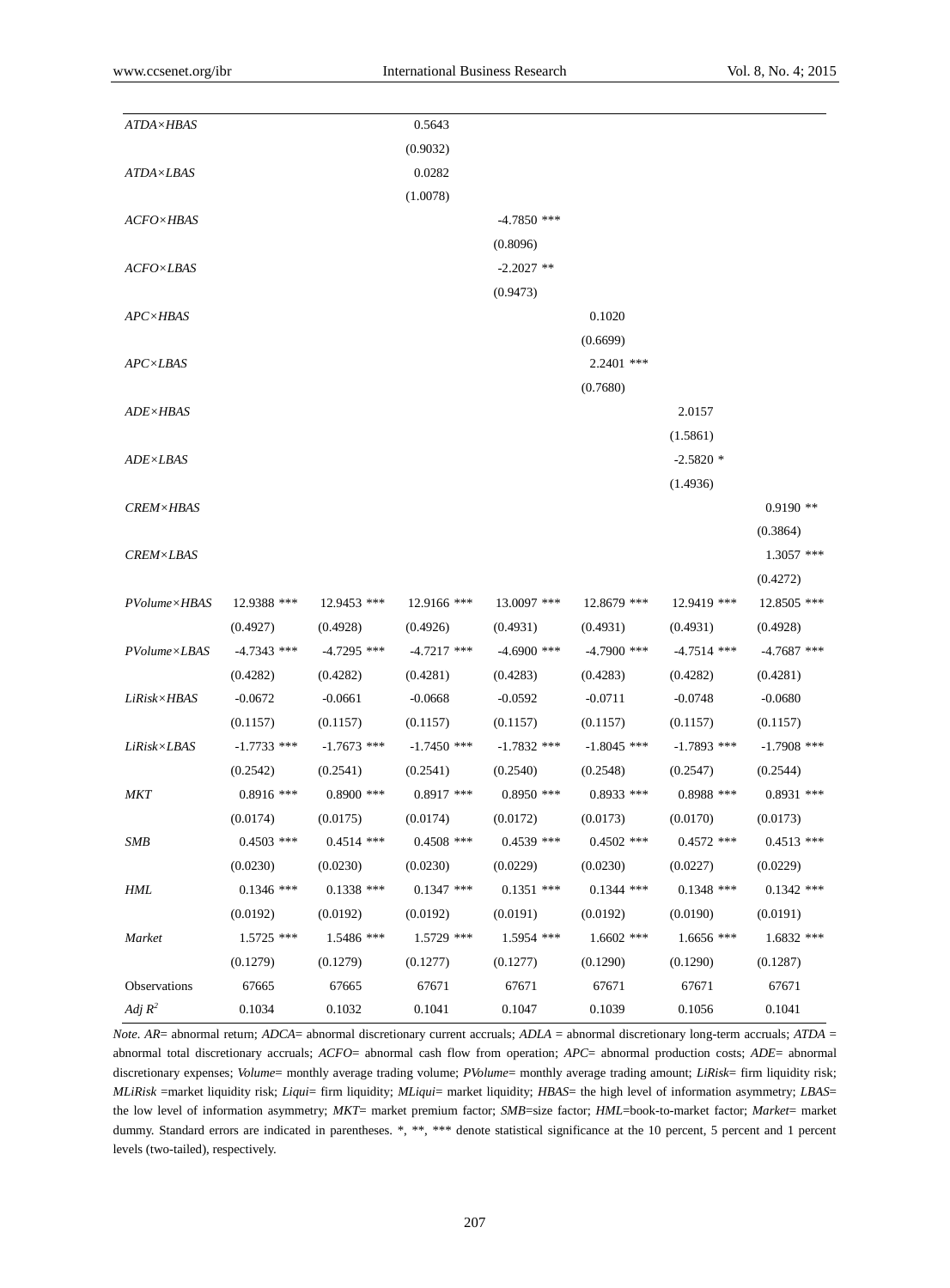| | (1) | (2) | (3) | (4) | (5) | (6) | (7) |
|---|---|---|---|---|---|---|---|
| *ATDA×HBAS* | | | 0.5643 | | | | |
| | | | (0.9032) | | | | |
| *ATDA×LBAS* | | | 0.0282 | | | | |
| | | | (1.0078) | | | | |
| *ACFO×HBAS* | | | | -4.7850 *** | | | |
| | | | | (0.8096) | | | |
| *ACFO×LBAS* | | | | -2.2027 ** | | | |
| | | | | (0.9473) | | | |
| *APC×HBAS* | | | | | 0.1020 | | |
| | | | | | (0.6699) | | |
| *APC×LBAS* | | | | | 2.2401 *** | | |
| | | | | | (0.7680) | | |
| *ADE×HBAS* | | | | | | 2.0157 | |
| | | | | | | (1.5861) | |
| *ADE×LBAS* | | | | | | -2.5820 * | |
| | | | | | | (1.4936) | |
| *CREM×HBAS* | | | | | | | 0.9190 ** |
| | | | | | | | (0.3864) |
| *CREM×LBAS* | | | | | | | 1.3057 *** |
| | | | | | | | (0.4272) |
| *PVolume×HBAS* | 12.9388 *** | 12.9453 *** | 12.9166 *** | 13.0097 *** | 12.8679 *** | 12.9419 *** | 12.8505 *** |
| | (0.4927) | (0.4928) | (0.4926) | (0.4931) | (0.4931) | (0.4931) | (0.4928) |
| *PVolume×LBAS* | -4.7343 *** | -4.7295 *** | -4.7217 *** | -4.6900 *** | -4.7900 *** | -4.7514 *** | -4.7687 *** |
| | (0.4282) | (0.4282) | (0.4281) | (0.4283) | (0.4283) | (0.4282) | (0.4281) |
| *LiRisk×HBAS* | -0.0672 | -0.0661 | -0.0668 | -0.0592 | -0.0711 | -0.0748 | -0.0680 |
| | (0.1157) | (0.1157) | (0.1157) | (0.1157) | (0.1157) | (0.1157) | (0.1157) |
| *LiRisk×LBAS* | -1.7733 *** | -1.7673 *** | -1.7450 *** | -1.7832 *** | -1.8045 *** | -1.7893 *** | -1.7908 *** |
| | (0.2542) | (0.2541) | (0.2541) | (0.2540) | (0.2548) | (0.2547) | (0.2544) |
| *MKT* | 0.8916 *** | 0.8900 *** | 0.8917 *** | 0.8950 *** | 0.8933 *** | 0.8988 *** | 0.8931 *** |
| | (0.0174) | (0.0175) | (0.0174) | (0.0172) | (0.0173) | (0.0170) | (0.0173) |
| *SMB* | 0.4503 *** | 0.4514 *** | 0.4508 *** | 0.4539 *** | 0.4502 *** | 0.4572 *** | 0.4513 *** |
| | (0.0230) | (0.0230) | (0.0230) | (0.0229) | (0.0230) | (0.0227) | (0.0229) |
| *HML* | 0.1346 *** | 0.1338 *** | 0.1347 *** | 0.1351 *** | 0.1344 *** | 0.1348 *** | 0.1342 *** |
| | (0.0192) | (0.0192) | (0.0192) | (0.0191) | (0.0192) | (0.0190) | (0.0191) |
| *Market* | 1.5725 *** | 1.5486 *** | 1.5729 *** | 1.5954 *** | 1.6602 *** | 1.6656 *** | 1.6832 *** |
| | (0.1279) | (0.1279) | (0.1277) | (0.1277) | (0.1290) | (0.1290) | (0.1287) |
| Observations | 67665 | 67665 | 67671 | 67671 | 67671 | 67671 | 67671 |
| *Adj* $R^2$ | 0.1034 | 0.1032 | 0.1041 | 0.1047 | 0.1039 | 0.1056 | 0.1041 |

*Note. AR*= abnormal return; *ADCA*= abnormal discretionary current accruals; *ADLA* = abnormal discretionary long-term accruals; *ATDA* = abnormal total discretionary accruals; *ACFO*= abnormal cash flow from operation; *APC*= abnormal production costs; *ADE*= abnormal discretionary expenses; *Volume*= monthly average trading volume; *PVolume*= monthly average trading amount; *LiRisk*= firm liquidity risk; *MLiRisk* =market liquidity risk; *Liqui*= firm liquidity; *MLiqui*= market liquidity; *HBAS*= the high level of information asymmetry; *LBAS*= the low level of information asymmetry; *MKT*= market premium factor; *SMB*=size factor; *HML*=book-to-market factor; *Market*= market dummy. Standard errors are indicated in parentheses. *, **, *** denote statistical significance at the 10 percent, 5 percent and 1 percent levels (two-tailed), respectively.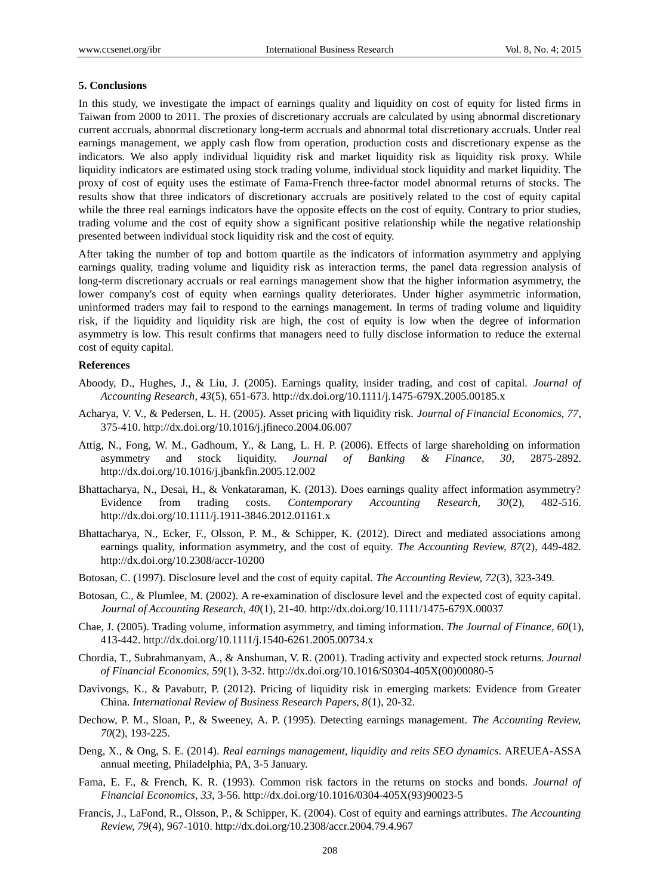## 5. Conclusions

In this study, we investigate the impact of earnings quality and liquidity on cost of equity for listed firms in Taiwan from 2000 to 2011. The proxies of discretionary accruals are calculated by using abnormal discretionary current accruals, abnormal discretionary long-term accruals and abnormal total discretionary accruals. Under real earnings management, we apply cash flow from operation, production costs and discretionary expense as the indicators. We also apply individual liquidity risk and market liquidity risk as liquidity risk proxy. While liquidity indicators are estimated using stock trading volume, individual stock liquidity and market liquidity. The proxy of cost of equity uses the estimate of Fama-French three-factor model abnormal returns of stocks. The results show that three indicators of discretionary accruals are positively related to the cost of equity capital while the three real earnings indicators have the opposite effects on the cost of equity. Contrary to prior studies, trading volume and the cost of equity show a significant positive relationship while the negative relationship presented between individual stock liquidity risk and the cost of equity.

After taking the number of top and bottom quartile as the indicators of information asymmetry and applying earnings quality, trading volume and liquidity risk as interaction terms, the panel data regression analysis of long-term discretionary accruals or real earnings management show that the higher information asymmetry, the lower company's cost of equity when earnings quality deteriorates. Under higher asymmetric information, uninformed traders may fail to respond to the earnings management. In terms of trading volume and liquidity risk, if the liquidity and liquidity risk are high, the cost of equity is low when the degree of information asymmetry is low. This result confirms that managers need to fully disclose information to reduce the external cost of equity capital.

## References

Aboody, D., Hughes, J., & Liu, J. (2005). Earnings quality, insider trading, and cost of capital. *Journal of Accounting Research, 43*(5), 651-673. http://dx.doi.org/10.1111/j.1475-679X.2005.00185.x

Acharya, V. V., & Pedersen, L. H. (2005). Asset pricing with liquidity risk. *Journal of Financial Economics, 77*, 375-410. http://dx.doi.org/10.1016/j.jfineco.2004.06.007

Attig, N., Fong, W. M., Gadhoum, Y., & Lang, L. H. P. (2006). Effects of large shareholding on information asymmetry and stock liquidity. *Journal of Banking & Finance, 30*, 2875-2892. http://dx.doi.org/10.1016/j.jbankfin.2005.12.002

Bhattacharya, N., Desai, H., & Venkataraman, K. (2013). Does earnings quality affect information asymmetry? Evidence from trading costs. *Contemporary Accounting Research, 30*(2), 482-516. http://dx.doi.org/10.1111/j.1911-3846.2012.01161.x

Bhattacharya, N., Ecker, F., Olsson, P. M., & Schipper, K. (2012). Direct and mediated associations among earnings quality, information asymmetry, and the cost of equity. *The Accounting Review, 87*(2), 449-482. http://dx.doi.org/10.2308/accr-10200

Botosan, C. (1997). Disclosure level and the cost of equity capital. *The Accounting Review, 72*(3), 323-349.

Botosan, C., & Plumlee, M. (2002). A re-examination of disclosure level and the expected cost of equity capital. *Journal of Accounting Research, 40*(1), 21-40. http://dx.doi.org/10.1111/1475-679X.00037

Chae, J. (2005). Trading volume, information asymmetry, and timing information. *The Journal of Finance, 60*(1), 413-442. http://dx.doi.org/10.1111/j.1540-6261.2005.00734.x

Chordia, T., Subrahmanyam, A., & Anshuman, V. R. (2001). Trading activity and expected stock returns. *Journal of Financial Economics, 59*(1), 3-32. http://dx.doi.org/10.1016/S0304-405X(00)00080-5

Davivongs, K., & Pavabutr, P. (2012). Pricing of liquidity risk in emerging markets: Evidence from Greater China. *International Review of Business Research Papers, 8*(1), 20-32.

Dechow, P. M., Sloan, P., & Sweeney, A. P. (1995). Detecting earnings management. *The Accounting Review, 70*(2), 193-225.

Deng, X., & Ong, S. E. (2014). *Real earnings management, liquidity and reits SEO dynamics*. AREUEA-ASSA annual meeting, Philadelphia, PA, 3-5 January.

Fama, E. F., & French, K. R. (1993). Common risk factors in the returns on stocks and bonds. *Journal of Financial Economics, 33*, 3-56. http://dx.doi.org/10.1016/0304-405X(93)90023-5

Francis, J., LaFond, R., Olsson, P., & Schipper, K. (2004). Cost of equity and earnings attributes. *The Accounting Review, 79*(4), 967-1010. http://dx.doi.org/10.2308/accr.2004.79.4.967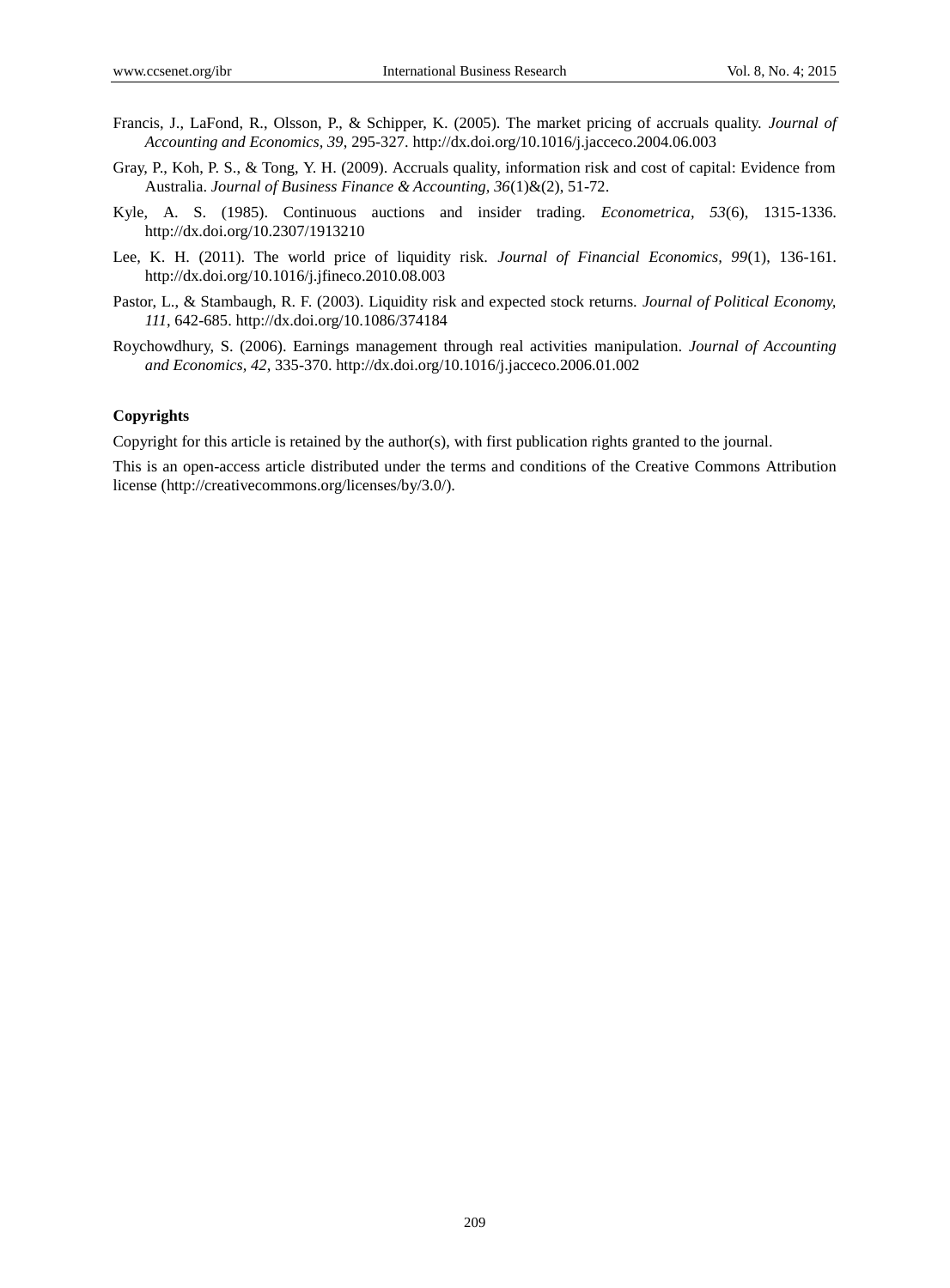Francis, J., LaFond, R., Olsson, P., & Schipper, K. (2005). The market pricing of accruals quality. *Journal of Accounting and Economics, 39*, 295-327. http://dx.doi.org/10.1016/j.jacceco.2004.06.003

Gray, P., Koh, P. S., & Tong, Y. H. (2009). Accruals quality, information risk and cost of capital: Evidence from Australia. *Journal of Business Finance & Accounting, 36*(1)&(2), 51-72.

Kyle, A. S. (1985). Continuous auctions and insider trading. *Econometrica*, *53*(6), 1315-1336. http://dx.doi.org/10.2307/1913210

Lee, K. H. (2011). The world price of liquidity risk. *Journal of Financial Economics, 99*(1), 136-161. http://dx.doi.org/10.1016/j.jfineco.2010.08.003

Pastor, L., & Stambaugh, R. F. (2003). Liquidity risk and expected stock returns. *Journal of Political Economy, 111*, 642-685. http://dx.doi.org/10.1086/374184

Roychowdhury, S. (2006). Earnings management through real activities manipulation. *Journal of Accounting and Economics, 42*, 335-370. http://dx.doi.org/10.1016/j.jacceco.2006.01.002

**Copyrights**

Copyright for this article is retained by the author(s), with first publication rights granted to the journal.

This is an open-access article distributed under the terms and conditions of the Creative Commons Attribution license (http://creativecommons.org/licenses/by/3.0/).